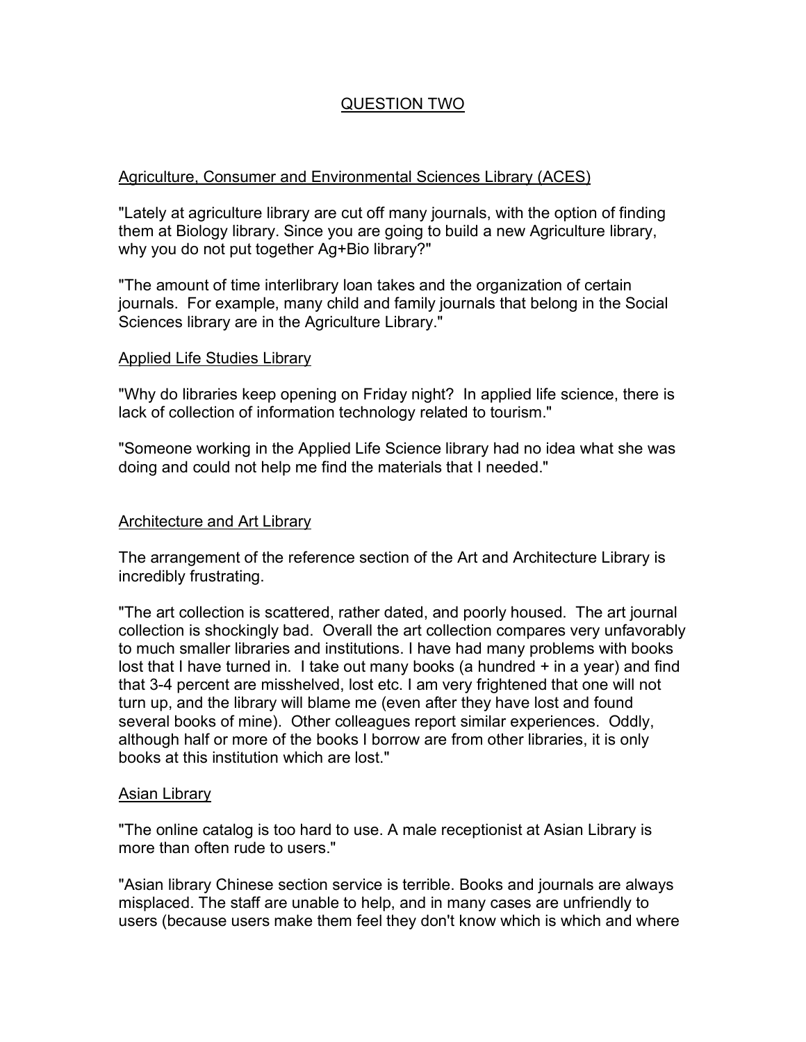# QUESTION TWO

## Agriculture, Consumer and Environmental Sciences Library (ACES)

"Lately at agriculture library are cut off many journals, with the option of finding them at Biology library. Since you are going to build a new Agriculture library, why you do not put together Ag+Bio library?"

"The amount of time interlibrary loan takes and the organization of certain journals. For example, many child and family journals that belong in the Social Sciences library are in the Agriculture Library."

## Applied Life Studies Library

"Why do libraries keep opening on Friday night? In applied life science, there is lack of collection of information technology related to tourism."

"Someone working in the Applied Life Science library had no idea what she was doing and could not help me find the materials that I needed."

## Architecture and Art Library

The arrangement of the reference section of the Art and Architecture Library is incredibly frustrating.

"The art collection is scattered, rather dated, and poorly housed. The art journal collection is shockingly bad. Overall the art collection compares very unfavorably to much smaller libraries and institutions. I have had many problems with books lost that I have turned in. I take out many books (a hundred + in a year) and find that 3-4 percent are misshelved, lost etc. I am very frightened that one will not turn up, and the library will blame me (even after they have lost and found several books of mine). Other colleagues report similar experiences. Oddly, although half or more of the books I borrow are from other libraries, it is only books at this institution which are lost."

## Asian Library

"The online catalog is too hard to use. A male receptionist at Asian Library is more than often rude to users."

"Asian library Chinese section service is terrible. Books and journals are always misplaced. The staff are unable to help, and in many cases are unfriendly to users (because users make them feel they don't know which is which and where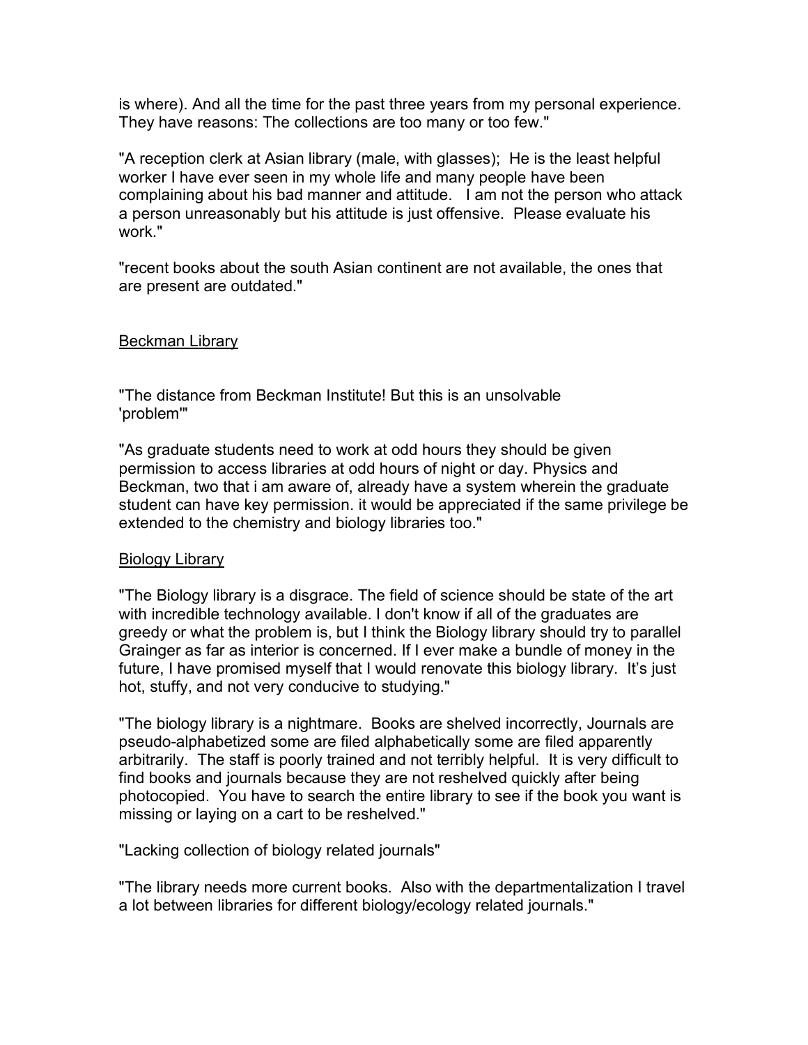is where). And all the time for the past three years from my personal experience. They have reasons: The collections are too many or too few."

"A reception clerk at Asian library (male, with glasses);  He is the least helpful worker I have ever seen in my whole life and many people have been complaining about his bad manner and attitude.   I am not the person who attack a person unreasonably but his attitude is just offensive.  Please evaluate his work."

"recent books about the south Asian continent are not available, the ones that are present are outdated."

<u>Beckman Library</u>

"The distance from Beckman Institute! But this is an unsolvable 'problem'"

"As graduate students need to work at odd hours they should be given permission to access libraries at odd hours of night or day. Physics and Beckman, two that i am aware of, already have a system wherein the graduate student can have key permission. it would be appreciated if the same privilege be extended to the chemistry and biology libraries too."

<u>Biology Library</u>

"The Biology library is a disgrace. The field of science should be state of the art with incredible technology available. I don't know if all of the graduates are greedy or what the problem is, but I think the Biology library should try to parallel Grainger as far as interior is concerned. If I ever make a bundle of money in the future, I have promised myself that I would renovate this biology library.  It's just hot, stuffy, and not very conducive to studying."

"The biology library is a nightmare.  Books are shelved incorrectly, Journals are pseudo-alphabetized some are filed alphabetically some are filed apparently arbitrarily.  The staff is poorly trained and not terribly helpful.  It is very difficult to find books and journals because they are not reshelved quickly after being photocopied.  You have to search the entire library to see if the book you want is missing or laying on a cart to be reshelved."

"Lacking collection of biology related journals"

"The library needs more current books.  Also with the departmentalization I travel a lot between libraries for different biology/ecology related journals."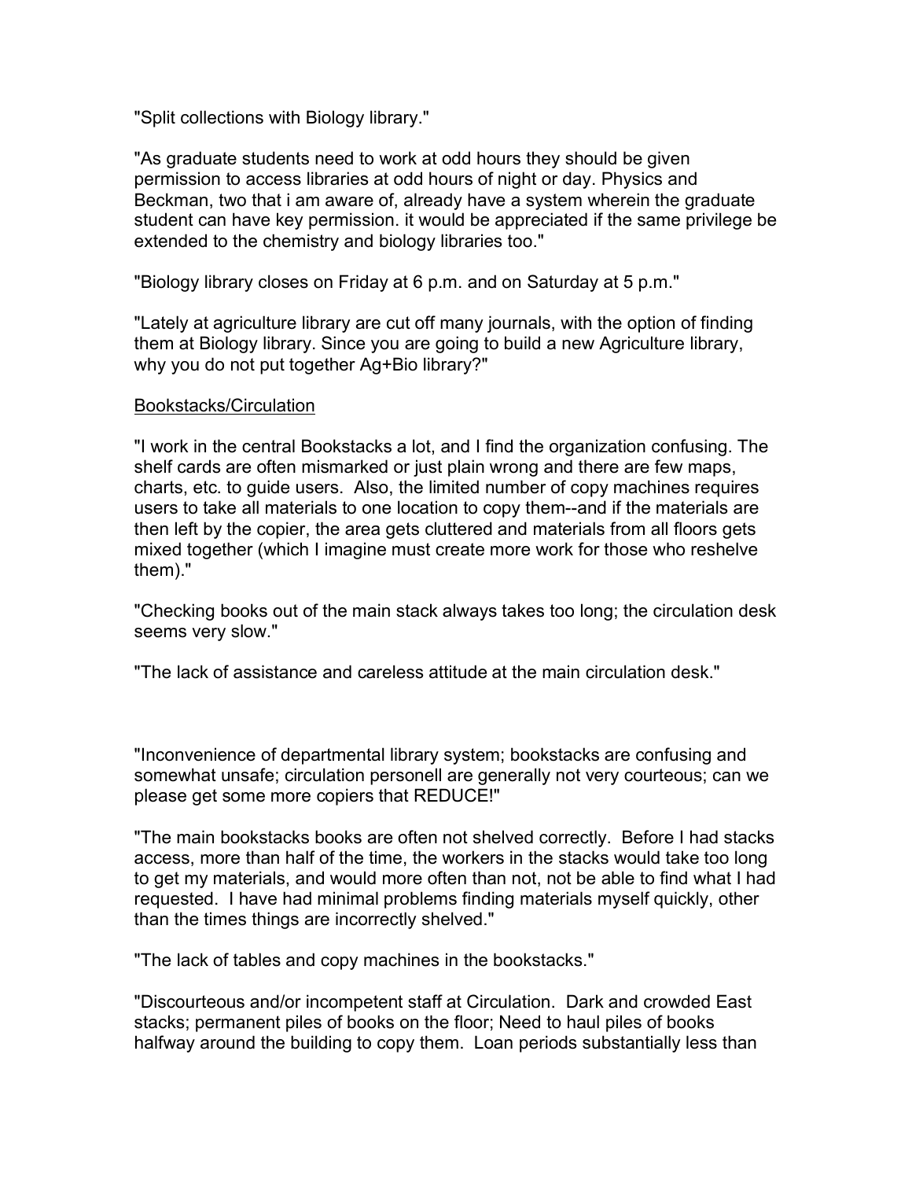"Split collections with Biology library."

"As graduate students need to work at odd hours they should be given permission to access libraries at odd hours of night or day. Physics and Beckman, two that i am aware of, already have a system wherein the graduate student can have key permission. it would be appreciated if the same privilege be extended to the chemistry and biology libraries too."

"Biology library closes on Friday at 6 p.m. and on Saturday at 5 p.m."

"Lately at agriculture library are cut off many journals, with the option of finding them at Biology library. Since you are going to build a new Agriculture library, why you do not put together Ag+Bio library?"

<u>Bookstacks/Circulation</u>

"I work in the central Bookstacks a lot, and I find the organization confusing. The shelf cards are often mismarked or just plain wrong and there are few maps, charts, etc. to guide users. Also, the limited number of copy machines requires users to take all materials to one location to copy them--and if the materials are then left by the copier, the area gets cluttered and materials from all floors gets mixed together (which I imagine must create more work for those who reshelve them)."

"Checking books out of the main stack always takes too long; the circulation desk seems very slow."

"The lack of assistance and careless attitude at the main circulation desk."

"Inconvenience of departmental library system; bookstacks are confusing and somewhat unsafe; circulation personell are generally not very courteous; can we please get some more copiers that REDUCE!"

"The main bookstacks books are often not shelved correctly. Before I had stacks access, more than half of the time, the workers in the stacks would take too long to get my materials, and would more often than not, not be able to find what I had requested. I have had minimal problems finding materials myself quickly, other than the times things are incorrectly shelved."

"The lack of tables and copy machines in the bookstacks."

"Discourteous and/or incompetent staff at Circulation. Dark and crowded East stacks; permanent piles of books on the floor; Need to haul piles of books halfway around the building to copy them. Loan periods substantially less than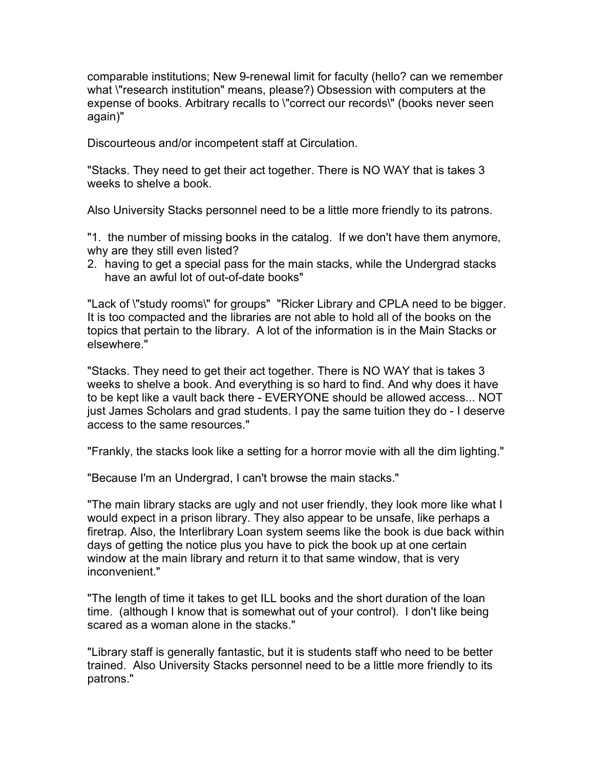comparable institutions; New 9-renewal limit for faculty (hello? can we remember what \"research institution" means, please?) Obsession with computers at the expense of books. Arbitrary recalls to \"correct our records\" (books never seen again)"

Discourteous and/or incompetent staff at Circulation.

"Stacks. They need to get their act together. There is NO WAY that is takes 3 weeks to shelve a book.

Also University Stacks personnel need to be a little more friendly to its patrons.

"1. the number of missing books in the catalog. If we don't have them anymore, why are they still even listed?
2. having to get a special pass for the main stacks, while the Undergrad stacks have an awful lot of out-of-date books"

"Lack of \"study rooms\" for groups" "Ricker Library and CPLA need to be bigger. It is too compacted and the libraries are not able to hold all of the books on the topics that pertain to the library. A lot of the information is in the Main Stacks or elsewhere."

"Stacks. They need to get their act together. There is NO WAY that is takes 3 weeks to shelve a book. And everything is so hard to find. And why does it have to be kept like a vault back there - EVERYONE should be allowed access... NOT just James Scholars and grad students. I pay the same tuition they do - I deserve access to the same resources."

"Frankly, the stacks look like a setting for a horror movie with all the dim lighting."

"Because I'm an Undergrad, I can't browse the main stacks."

"The main library stacks are ugly and not user friendly, they look more like what I would expect in a prison library. They also appear to be unsafe, like perhaps a firetrap. Also, the Interlibrary Loan system seems like the book is due back within days of getting the notice plus you have to pick the book up at one certain window at the main library and return it to that same window, that is very inconvenient."

"The length of time it takes to get ILL books and the short duration of the loan time. (although I know that is somewhat out of your control). I don't like being scared as a woman alone in the stacks."

"Library staff is generally fantastic, but it is students staff who need to be better trained. Also University Stacks personnel need to be a little more friendly to its patrons."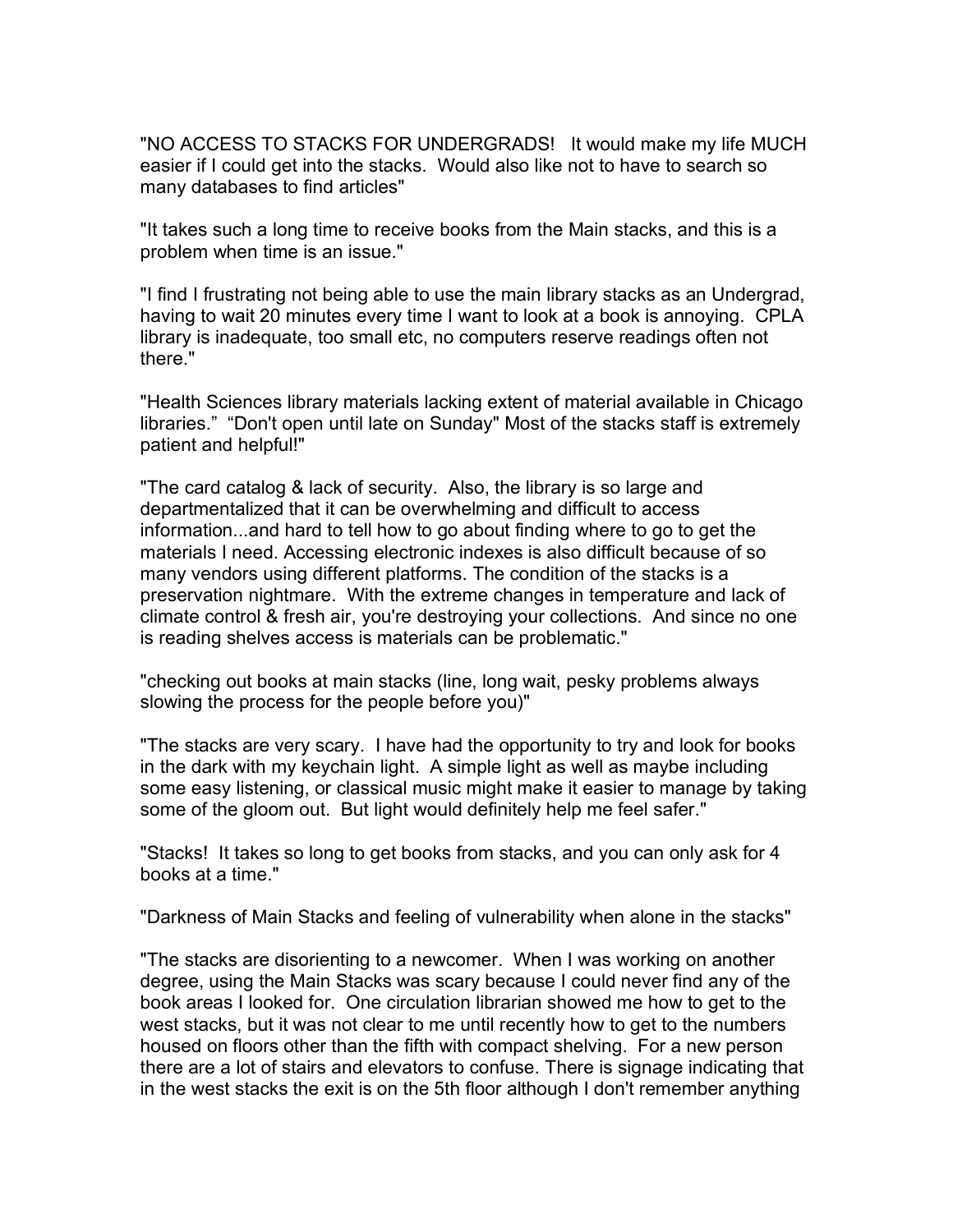"NO ACCESS TO STACKS FOR UNDERGRADS! It would make my life MUCH easier if I could get into the stacks. Would also like not to have to search so many databases to find articles"

"It takes such a long time to receive books from the Main stacks, and this is a problem when time is an issue."

"I find I frustrating not being able to use the main library stacks as an Undergrad, having to wait 20 minutes every time I want to look at a book is annoying. CPLA library is inadequate, too small etc, no computers reserve readings often not there."

"Health Sciences library materials lacking extent of material available in Chicago libraries." "Don't open until late on Sunday" Most of the stacks staff is extremely patient and helpful!"

"The card catalog & lack of security. Also, the library is so large and departmentalized that it can be overwhelming and difficult to access information...and hard to tell how to go about finding where to go to get the materials I need. Accessing electronic indexes is also difficult because of so many vendors using different platforms. The condition of the stacks is a preservation nightmare. With the extreme changes in temperature and lack of climate control & fresh air, you're destroying your collections. And since no one is reading shelves access is materials can be problematic."

"checking out books at main stacks (line, long wait, pesky problems always slowing the process for the people before you)"

"The stacks are very scary. I have had the opportunity to try and look for books in the dark with my keychain light. A simple light as well as maybe including some easy listening, or classical music might make it easier to manage by taking some of the gloom out. But light would definitely help me feel safer."

"Stacks! It takes so long to get books from stacks, and you can only ask for 4 books at a time."

"Darkness of Main Stacks and feeling of vulnerability when alone in the stacks"

"The stacks are disorienting to a newcomer. When I was working on another degree, using the Main Stacks was scary because I could never find any of the book areas I looked for. One circulation librarian showed me how to get to the west stacks, but it was not clear to me until recently how to get to the numbers housed on floors other than the fifth with compact shelving. For a new person there are a lot of stairs and elevators to confuse. There is signage indicating that in the west stacks the exit is on the 5th floor although I don't remember anything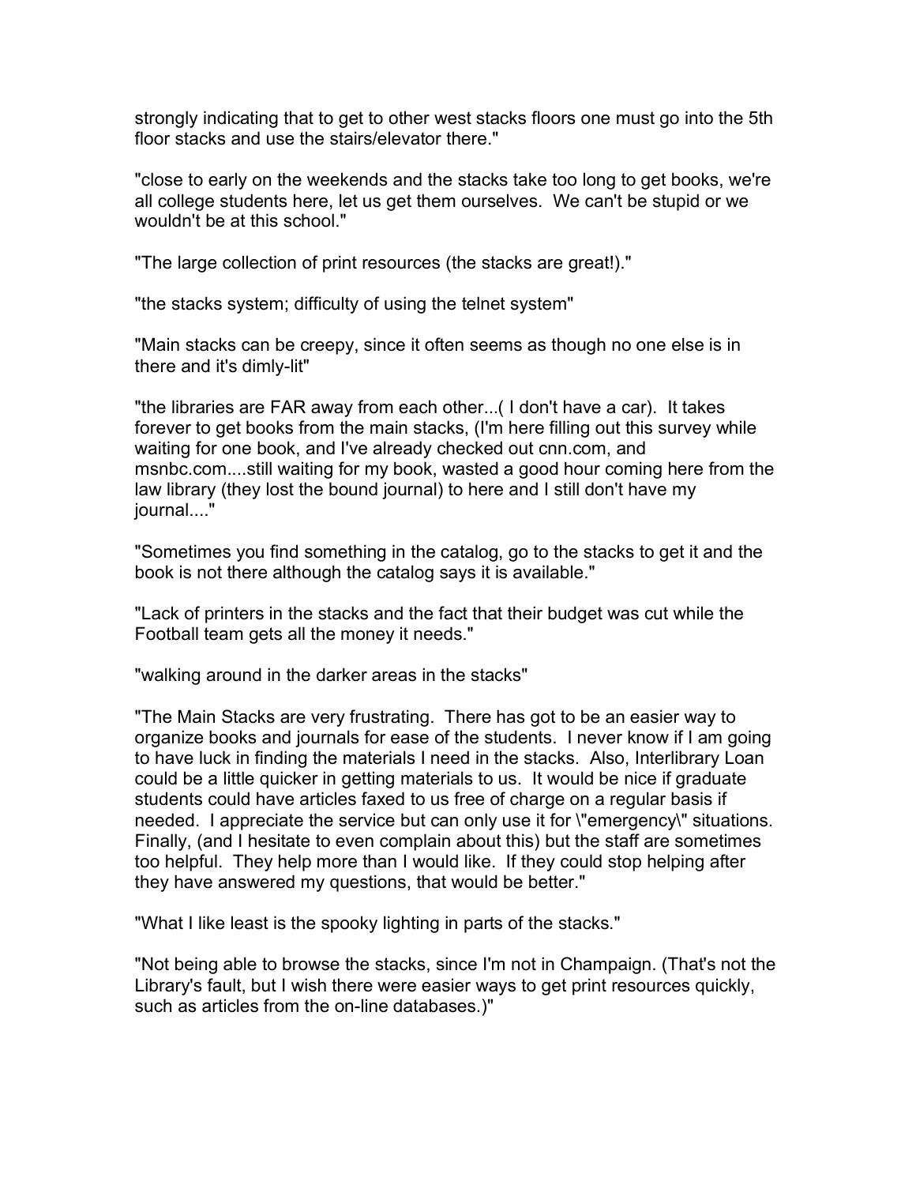strongly indicating that to get to other west stacks floors one must go into the 5th floor stacks and use the stairs/elevator there."

"close to early on the weekends and the stacks take too long to get books, we're all college students here, let us get them ourselves. We can't be stupid or we wouldn't be at this school."

"The large collection of print resources (the stacks are great!)."

"the stacks system; difficulty of using the telnet system"

"Main stacks can be creepy, since it often seems as though no one else is in there and it's dimly-lit"

"the libraries are FAR away from each other...( I don't have a car). It takes forever to get books from the main stacks, (I'm here filling out this survey while waiting for one book, and I've already checked out cnn.com, and msnbc.com....still waiting for my book, wasted a good hour coming here from the law library (they lost the bound journal) to here and I still don't have my journal...."

"Sometimes you find something in the catalog, go to the stacks to get it and the book is not there although the catalog says it is available."

"Lack of printers in the stacks and the fact that their budget was cut while the Football team gets all the money it needs."

"walking around in the darker areas in the stacks"

"The Main Stacks are very frustrating. There has got to be an easier way to organize books and journals for ease of the students. I never know if I am going to have luck in finding the materials I need in the stacks. Also, Interlibrary Loan could be a little quicker in getting materials to us. It would be nice if graduate students could have articles faxed to us free of charge on a regular basis if needed. I appreciate the service but can only use it for \"emergency\" situations. Finally, (and I hesitate to even complain about this) but the staff are sometimes too helpful. They help more than I would like. If they could stop helping after they have answered my questions, that would be better."

"What I like least is the spooky lighting in parts of the stacks."

"Not being able to browse the stacks, since I'm not in Champaign. (That's not the Library's fault, but I wish there were easier ways to get print resources quickly, such as articles from the on-line databases.)"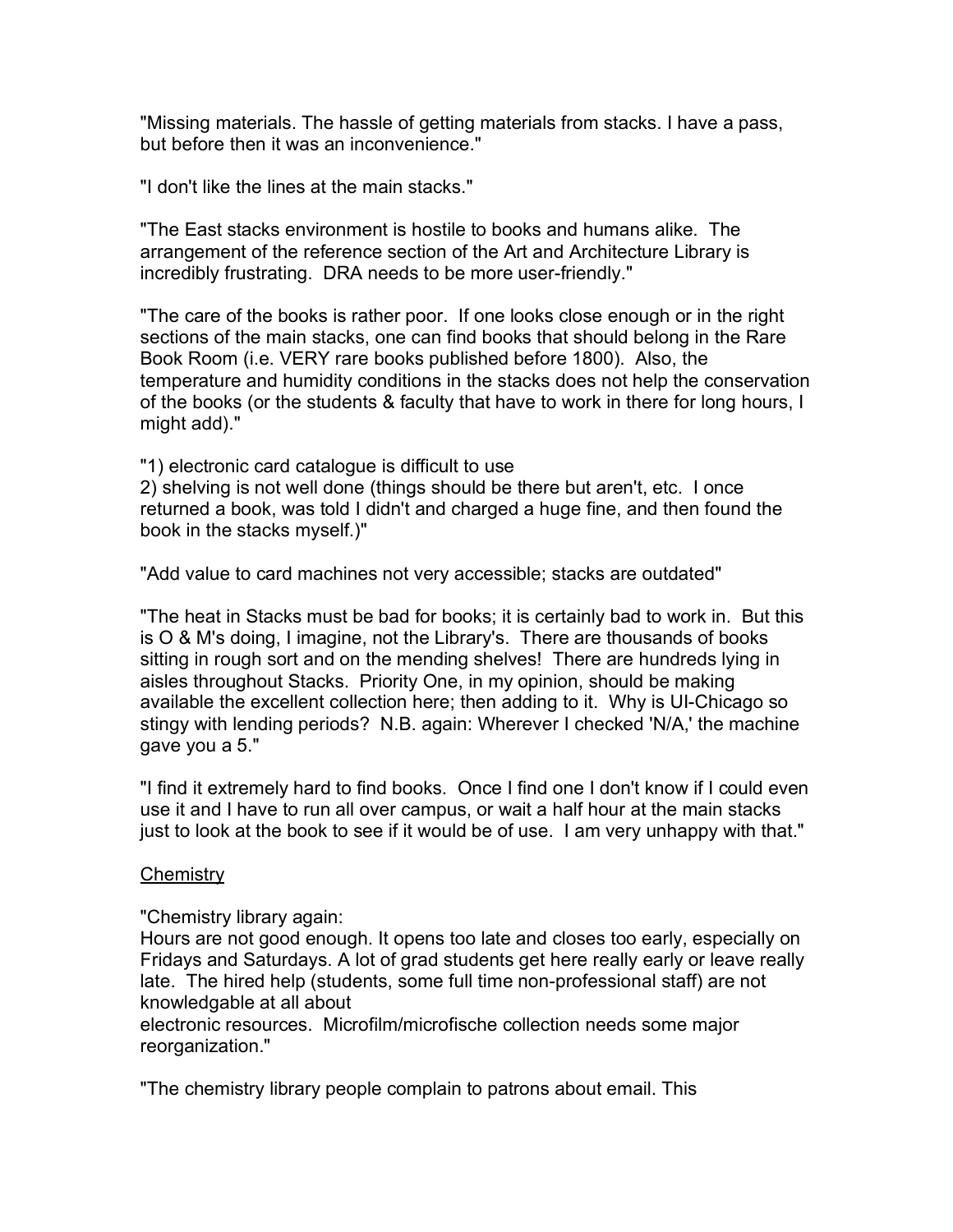"Missing materials. The hassle of getting materials from stacks. I have a pass, but before then it was an inconvenience."

"I don't like the lines at the main stacks."

"The East stacks environment is hostile to books and humans alike. The arrangement of the reference section of the Art and Architecture Library is incredibly frustrating. DRA needs to be more user-friendly."

"The care of the books is rather poor. If one looks close enough or in the right sections of the main stacks, one can find books that should belong in the Rare Book Room (i.e. VERY rare books published before 1800). Also, the temperature and humidity conditions in the stacks does not help the conservation of the books (or the students & faculty that have to work in there for long hours, I might add)."

"1) electronic card catalogue is difficult to use
2) shelving is not well done (things should be there but aren't, etc. I once returned a book, was told I didn't and charged a huge fine, and then found the book in the stacks myself.)"

"Add value to card machines not very accessible; stacks are outdated"

"The heat in Stacks must be bad for books; it is certainly bad to work in. But this is O & M's doing, I imagine, not the Library's. There are thousands of books sitting in rough sort and on the mending shelves! There are hundreds lying in aisles throughout Stacks. Priority One, in my opinion, should be making available the excellent collection here; then adding to it. Why is UI-Chicago so stingy with lending periods? N.B. again: Wherever I checked 'N/A,' the machine gave you a 5."

"I find it extremely hard to find books. Once I find one I don't know if I could even use it and I have to run all over campus, or wait a half hour at the main stacks just to look at the book to see if it would be of use. I am very unhappy with that."

<u>Chemistry</u>

"Chemistry library again:
Hours are not good enough. It opens too late and closes too early, especially on Fridays and Saturdays. A lot of grad students get here really early or leave really late. The hired help (students, some full time non-professional staff) are not knowledgable at all about
electronic resources. Microfilm/microfische collection needs some major reorganization."

"The chemistry library people complain to patrons about email. This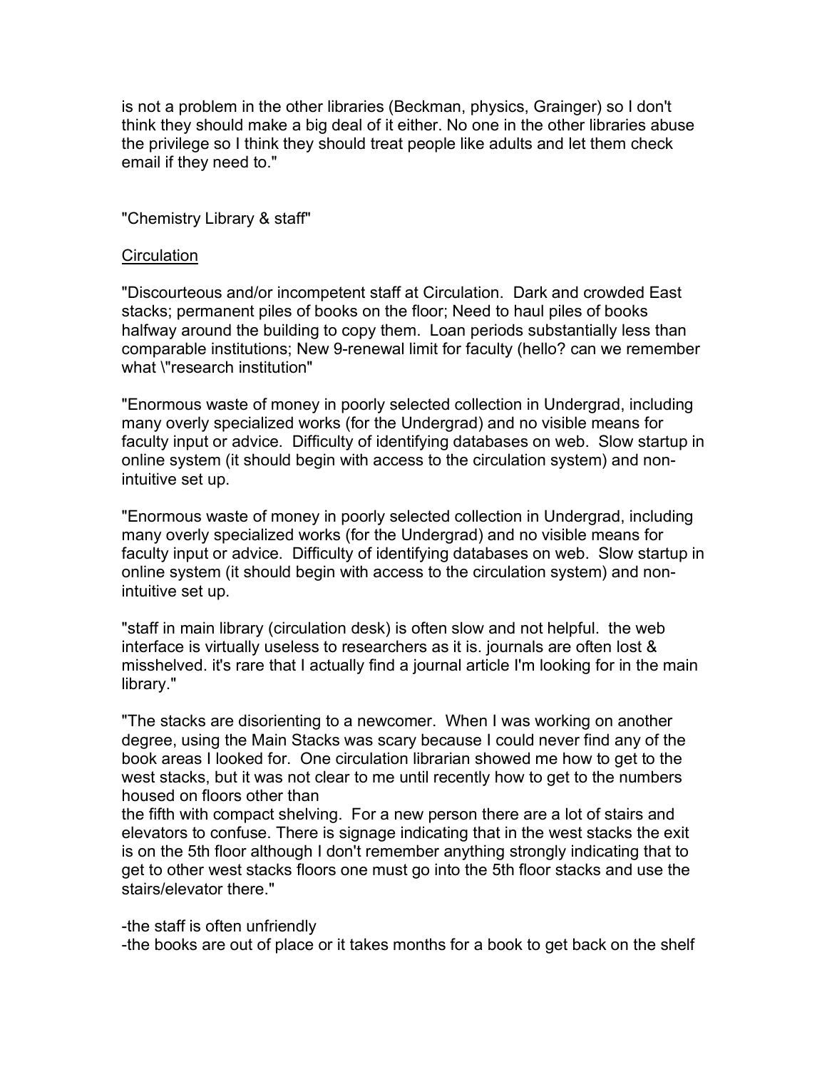is not a problem in the other libraries (Beckman, physics, Grainger) so I don't think they should make a big deal of it either. No one in the other libraries abuse the privilege so I think they should treat people like adults and let them check email if they need to."

"Chemistry Library & staff"

<u>Circulation</u>

"Discourteous and/or incompetent staff at Circulation. Dark and crowded East stacks; permanent piles of books on the floor; Need to haul piles of books halfway around the building to copy them. Loan periods substantially less than comparable institutions; New 9-renewal limit for faculty (hello? can we remember what \"research institution"

"Enormous waste of money in poorly selected collection in Undergrad, including many overly specialized works (for the Undergrad) and no visible means for faculty input or advice. Difficulty of identifying databases on web. Slow startup in online system (it should begin with access to the circulation system) and non-intuitive set up.

"Enormous waste of money in poorly selected collection in Undergrad, including many overly specialized works (for the Undergrad) and no visible means for faculty input or advice. Difficulty of identifying databases on web. Slow startup in online system (it should begin with access to the circulation system) and non-intuitive set up.

"staff in main library (circulation desk) is often slow and not helpful. the web interface is virtually useless to researchers as it is. journals are often lost & misshelved. it's rare that I actually find a journal article I'm looking for in the main library."

"The stacks are disorienting to a newcomer. When I was working on another degree, using the Main Stacks was scary because I could never find any of the book areas I looked for. One circulation librarian showed me how to get to the west stacks, but it was not clear to me until recently how to get to the numbers housed on floors other than
the fifth with compact shelving. For a new person there are a lot of stairs and elevators to confuse. There is signage indicating that in the west stacks the exit is on the 5th floor although I don't remember anything strongly indicating that to get to other west stacks floors one must go into the 5th floor stacks and use the stairs/elevator there."

-the staff is often unfriendly
-the books are out of place or it takes months for a book to get back on the shelf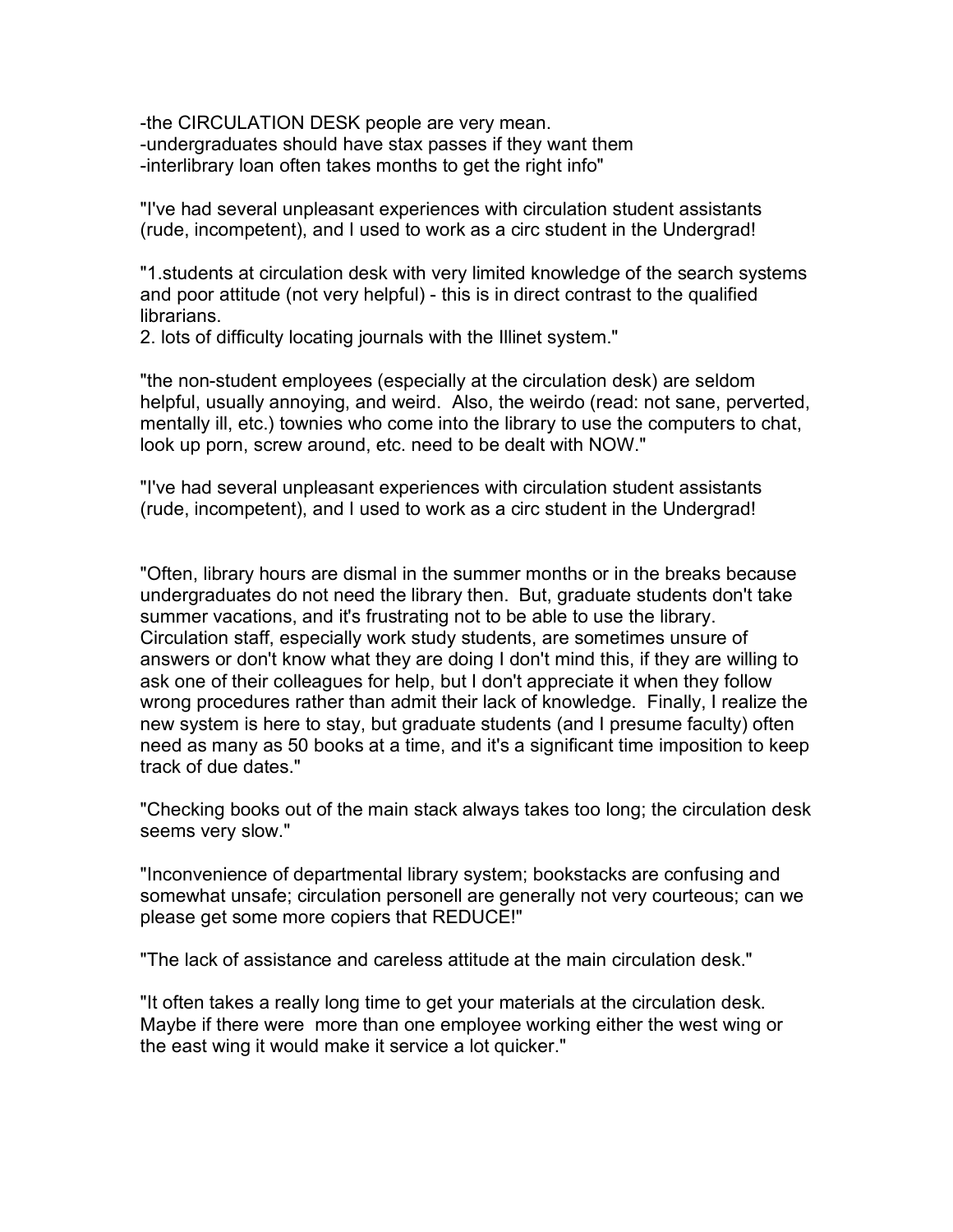-the CIRCULATION DESK people are very mean.
-undergraduates should have stax passes if they want them
-interlibrary loan often takes months to get the right info"

"I've had several unpleasant experiences with circulation student assistants (rude, incompetent), and I used to work as a circ student in the Undergrad!

"1.students at circulation desk with very limited knowledge of the search systems and poor attitude (not very helpful) - this is in direct contrast to the qualified librarians.
2. lots of difficulty locating journals with the Illinet system."

"the non-student employees (especially at the circulation desk) are seldom helpful, usually annoying, and weird.  Also, the weirdo (read: not sane, perverted, mentally ill, etc.) townies who come into the library to use the computers to chat, look up porn, screw around, etc. need to be dealt with NOW."

"I've had several unpleasant experiences with circulation student assistants (rude, incompetent), and I used to work as a circ student in the Undergrad!

"Often, library hours are dismal in the summer months or in the breaks because undergraduates do not need the library then.  But, graduate students don't take summer vacations, and it's frustrating not to be able to use the library. Circulation staff, especially work study students, are sometimes unsure of answers or don't know what they are doing I don't mind this, if they are willing to ask one of their colleagues for help, but I don't appreciate it when they follow wrong procedures rather than admit their lack of knowledge.  Finally, I realize the new system is here to stay, but graduate students (and I presume faculty) often need as many as 50 books at a time, and it's a significant time imposition to keep track of due dates."

"Checking books out of the main stack always takes too long; the circulation desk seems very slow."

"Inconvenience of departmental library system; bookstacks are confusing and somewhat unsafe; circulation personell are generally not very courteous; can we please get some more copiers that REDUCE!"

"The lack of assistance and careless attitude at the main circulation desk."

"It often takes a really long time to get your materials at the circulation desk. Maybe if there were  more than one employee working either the west wing or the east wing it would make it service a lot quicker."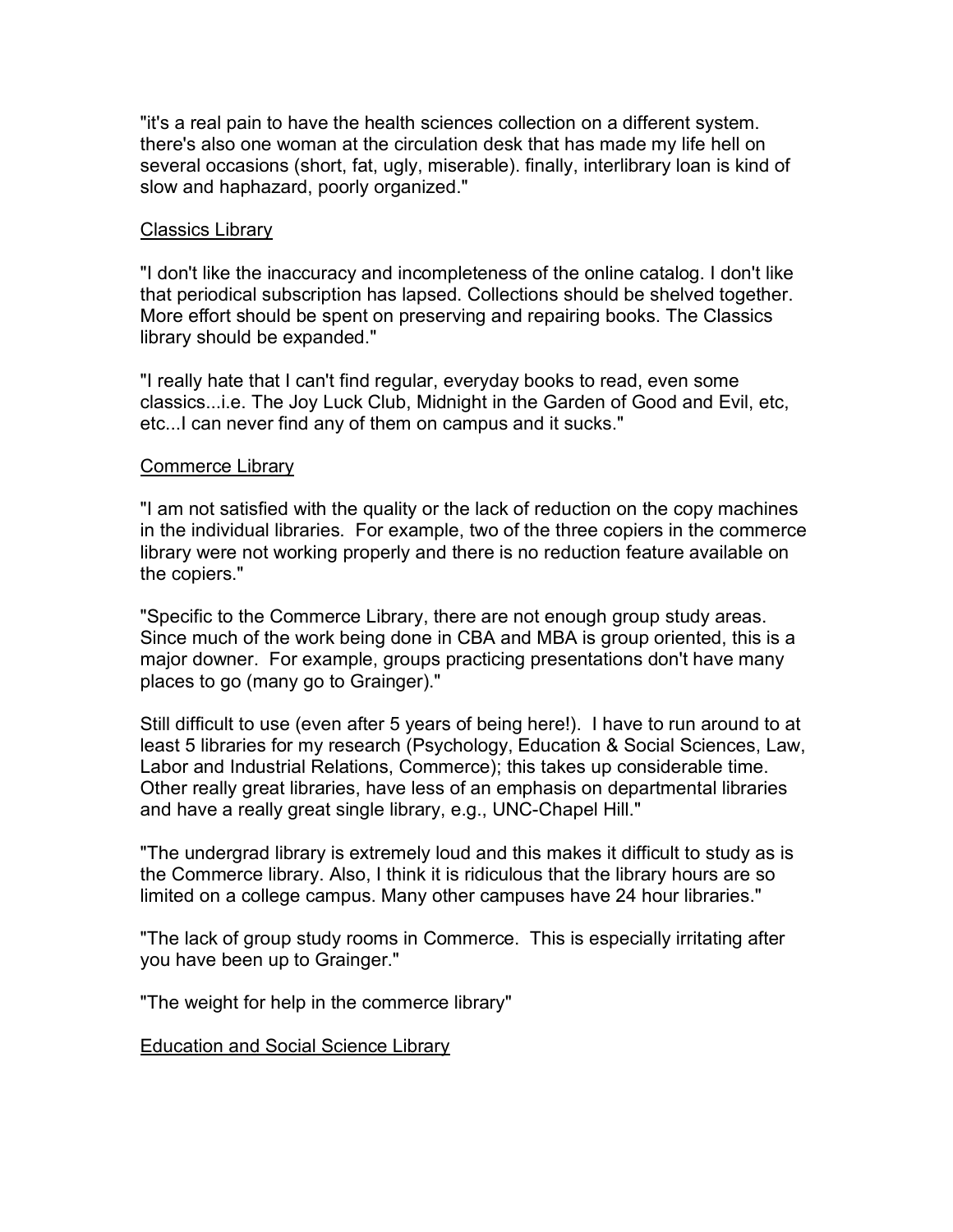"it's a real pain to have the health sciences collection on a different system. there's also one woman at the circulation desk that has made my life hell on several occasions (short, fat, ugly, miserable). finally, interlibrary loan is kind of slow and haphazard, poorly organized."

<u>Classics Library</u>

"I don't like the inaccuracy and incompleteness of the online catalog. I don't like that periodical subscription has lapsed. Collections should be shelved together. More effort should be spent on preserving and repairing books. The Classics library should be expanded."

"I really hate that I can't find regular, everyday books to read, even some classics...i.e. The Joy Luck Club, Midnight in the Garden of Good and Evil, etc, etc...I can never find any of them on campus and it sucks."

<u>Commerce Library</u>

"I am not satisfied with the quality or the lack of reduction on the copy machines in the individual libraries. For example, two of the three copiers in the commerce library were not working properly and there is no reduction feature available on the copiers."

"Specific to the Commerce Library, there are not enough group study areas. Since much of the work being done in CBA and MBA is group oriented, this is a major downer. For example, groups practicing presentations don't have many places to go (many go to Grainger)."

Still difficult to use (even after 5 years of being here!). I have to run around to at least 5 libraries for my research (Psychology, Education & Social Sciences, Law, Labor and Industrial Relations, Commerce); this takes up considerable time. Other really great libraries, have less of an emphasis on departmental libraries and have a really great single library, e.g., UNC-Chapel Hill."

"The undergrad library is extremely loud and this makes it difficult to study as is the Commerce library. Also, I think it is ridiculous that the library hours are so limited on a college campus. Many other campuses have 24 hour libraries."

"The lack of group study rooms in Commerce. This is especially irritating after you have been up to Grainger."

"The weight for help in the commerce library"

<u>Education and Social Science Library</u>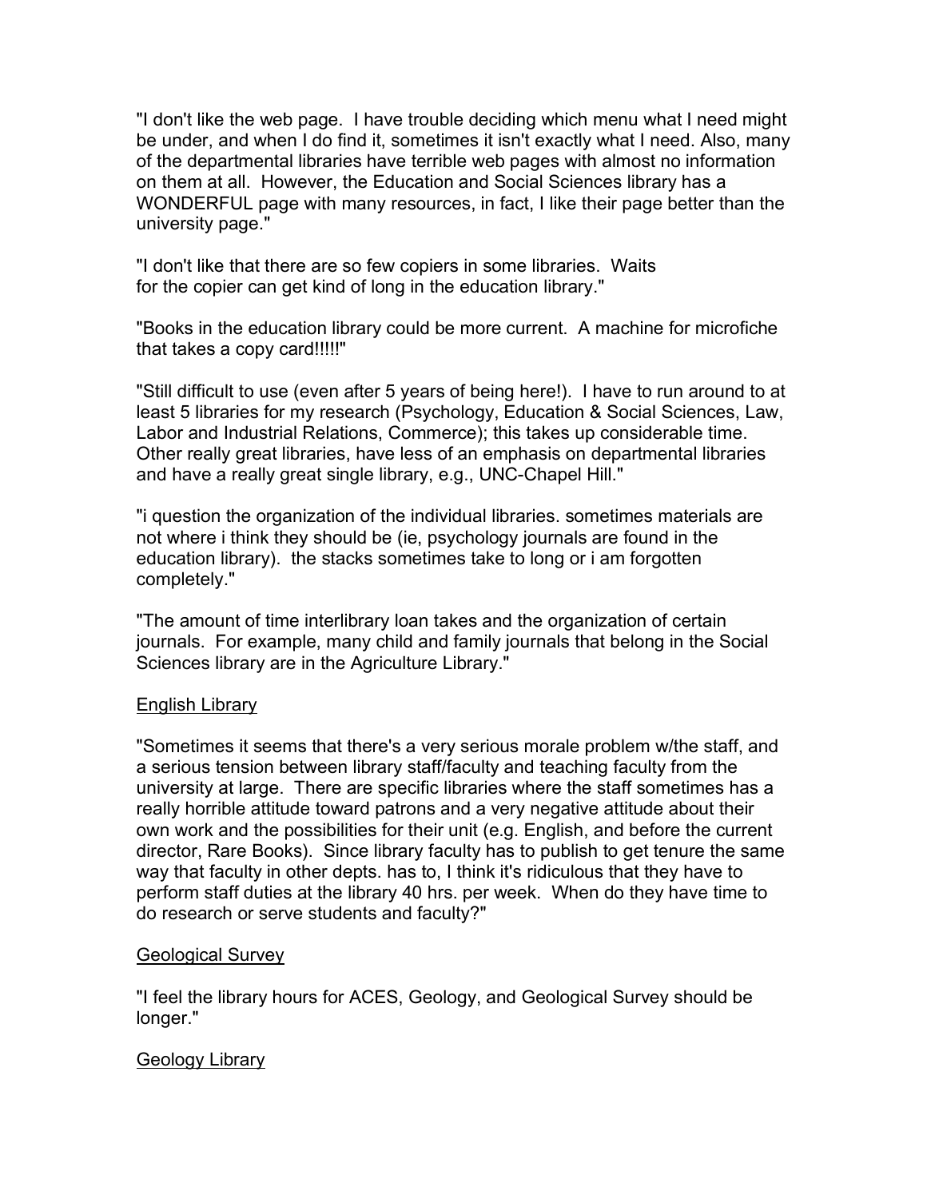"I don't like the web page. I have trouble deciding which menu what I need might be under, and when I do find it, sometimes it isn't exactly what I need. Also, many of the departmental libraries have terrible web pages with almost no information on them at all. However, the Education and Social Sciences library has a WONDERFUL page with many resources, in fact, I like their page better than the university page."

"I don't like that there are so few copiers in some libraries. Waits for the copier can get kind of long in the education library."

"Books in the education library could be more current. A machine for microfiche that takes a copy card!!!!!"

"Still difficult to use (even after 5 years of being here!). I have to run around to at least 5 libraries for my research (Psychology, Education & Social Sciences, Law, Labor and Industrial Relations, Commerce); this takes up considerable time. Other really great libraries, have less of an emphasis on departmental libraries and have a really great single library, e.g., UNC-Chapel Hill."

"i question the organization of the individual libraries. sometimes materials are not where i think they should be (ie, psychology journals are found in the education library). the stacks sometimes take to long or i am forgotten completely."

"The amount of time interlibrary loan takes and the organization of certain journals. For example, many child and family journals that belong in the Social Sciences library are in the Agriculture Library."

<u>English Library</u>

"Sometimes it seems that there's a very serious morale problem w/the staff, and a serious tension between library staff/faculty and teaching faculty from the university at large. There are specific libraries where the staff sometimes has a really horrible attitude toward patrons and a very negative attitude about their own work and the possibilities for their unit (e.g. English, and before the current director, Rare Books). Since library faculty has to publish to get tenure the same way that faculty in other depts. has to, I think it's ridiculous that they have to perform staff duties at the library 40 hrs. per week. When do they have time to do research or serve students and faculty?"

<u>Geological Survey</u>

"I feel the library hours for ACES, Geology, and Geological Survey should be longer."

<u>Geology Library</u>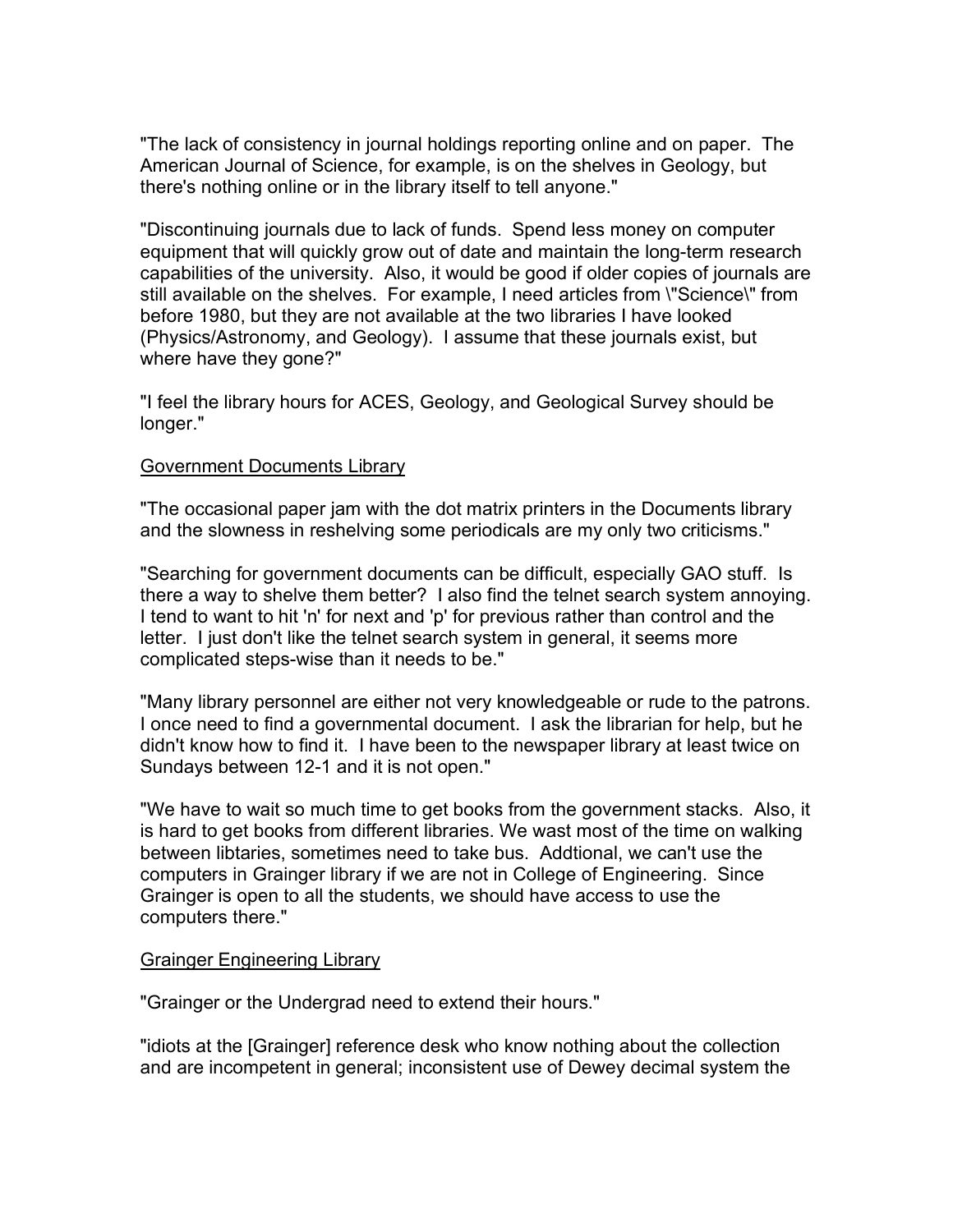"The lack of consistency in journal holdings reporting online and on paper. The American Journal of Science, for example, is on the shelves in Geology, but there's nothing online or in the library itself to tell anyone."

"Discontinuing journals due to lack of funds. Spend less money on computer equipment that will quickly grow out of date and maintain the long-term research capabilities of the university. Also, it would be good if older copies of journals are still available on the shelves. For example, I need articles from \"Science\" from before 1980, but they are not available at the two libraries I have looked (Physics/Astronomy, and Geology). I assume that these journals exist, but where have they gone?"

"I feel the library hours for ACES, Geology, and Geological Survey should be longer."

<u>Government Documents Library</u>

"The occasional paper jam with the dot matrix printers in the Documents library and the slowness in reshelving some periodicals are my only two criticisms."

"Searching for government documents can be difficult, especially GAO stuff. Is there a way to shelve them better? I also find the telnet search system annoying. I tend to want to hit 'n' for next and 'p' for previous rather than control and the letter. I just don't like the telnet search system in general, it seems more complicated steps-wise than it needs to be."

"Many library personnel are either not very knowledgeable or rude to the patrons. I once need to find a governmental document. I ask the librarian for help, but he didn't know how to find it. I have been to the newspaper library at least twice on Sundays between 12-1 and it is not open."

"We have to wait so much time to get books from the government stacks. Also, it is hard to get books from different libraries. We wast most of the time on walking between libtaries, sometimes need to take bus. Addtional, we can't use the computers in Grainger library if we are not in College of Engineering. Since Grainger is open to all the students, we should have access to use the computers there."

<u>Grainger Engineering Library</u>

"Grainger or the Undergrad need to extend their hours."

"idiots at the [Grainger] reference desk who know nothing about the collection and are incompetent in general; inconsistent use of Dewey decimal system the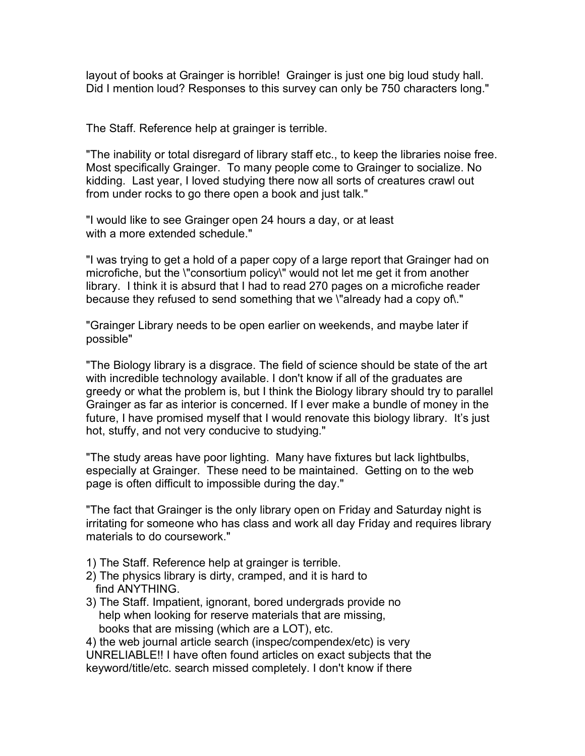layout of books at Grainger is horrible! Grainger is just one big loud study hall. Did I mention loud? Responses to this survey can only be 750 characters long."

The Staff. Reference help at grainger is terrible.

"The inability or total disregard of library staff etc., to keep the libraries noise free. Most specifically Grainger. To many people come to Grainger to socialize. No kidding. Last year, I loved studying there now all sorts of creatures crawl out from under rocks to go there open a book and just talk."

"I would like to see Grainger open 24 hours a day, or at least with a more extended schedule."

"I was trying to get a hold of a paper copy of a large report that Grainger had on microfiche, but the \"consortium policy\" would not let me get it from another library. I think it is absurd that I had to read 270 pages on a microfiche reader because they refused to send something that we \"already had a copy of\."

"Grainger Library needs to be open earlier on weekends, and maybe later if possible"

"The Biology library is a disgrace. The field of science should be state of the art with incredible technology available. I don't know if all of the graduates are greedy or what the problem is, but I think the Biology library should try to parallel Grainger as far as interior is concerned. If I ever make a bundle of money in the future, I have promised myself that I would renovate this biology library. It's just hot, stuffy, and not very conducive to studying."

"The study areas have poor lighting. Many have fixtures but lack lightbulbs, especially at Grainger. These need to be maintained. Getting on to the web page is often difficult to impossible during the day."

"The fact that Grainger is the only library open on Friday and Saturday night is irritating for someone who has class and work all day Friday and requires library materials to do coursework."

1) The Staff. Reference help at grainger is terrible.
2) The physics library is dirty, cramped, and it is hard to find ANYTHING.
3) The Staff. Impatient, ignorant, bored undergrads provide no help when looking for reserve materials that are missing, books that are missing (which are a LOT), etc.
4) the web journal article search (inspec/compendex/etc) is very UNRELIABLE!! I have often found articles on exact subjects that the keyword/title/etc. search missed completely. I don't know if there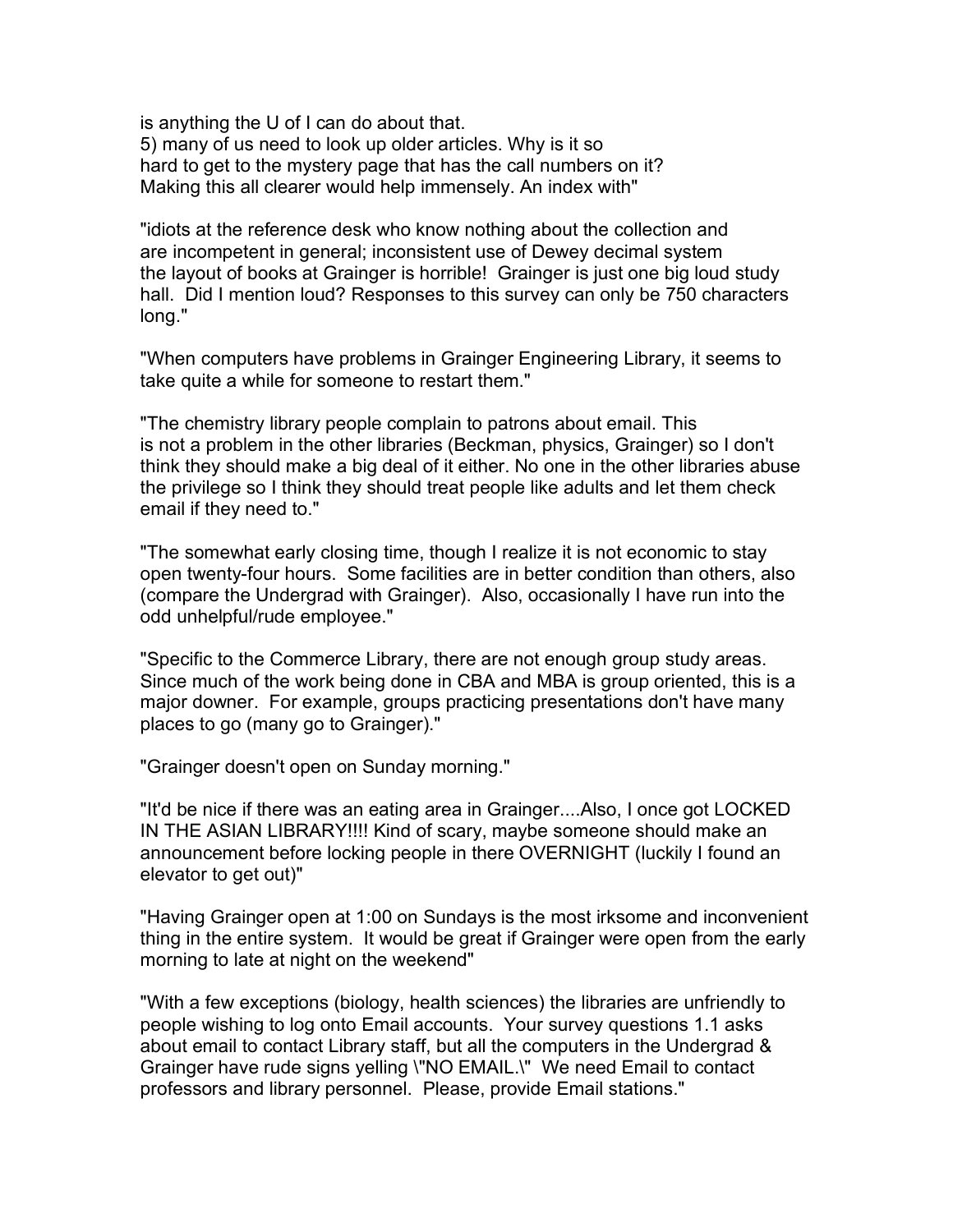is anything the U of I can do about that.
5) many of us need to look up older articles. Why is it so hard to get to the mystery page that has the call numbers on it? Making this all clearer would help immensely. An index with"

"idiots at the reference desk who know nothing about the collection and are incompetent in general; inconsistent use of Dewey decimal system the layout of books at Grainger is horrible! Grainger is just one big loud study hall. Did I mention loud? Responses to this survey can only be 750 characters long."

"When computers have problems in Grainger Engineering Library, it seems to take quite a while for someone to restart them."

"The chemistry library people complain to patrons about email. This is not a problem in the other libraries (Beckman, physics, Grainger) so I don't think they should make a big deal of it either. No one in the other libraries abuse the privilege so I think they should treat people like adults and let them check email if they need to."

"The somewhat early closing time, though I realize it is not economic to stay open twenty-four hours. Some facilities are in better condition than others, also (compare the Undergrad with Grainger). Also, occasionally I have run into the odd unhelpful/rude employee."

"Specific to the Commerce Library, there are not enough group study areas. Since much of the work being done in CBA and MBA is group oriented, this is a major downer. For example, groups practicing presentations don't have many places to go (many go to Grainger)."

"Grainger doesn't open on Sunday morning."

"It'd be nice if there was an eating area in Grainger....Also, I once got LOCKED IN THE ASIAN LIBRARY!!!! Kind of scary, maybe someone should make an announcement before locking people in there OVERNIGHT (luckily I found an elevator to get out)"

"Having Grainger open at 1:00 on Sundays is the most irksome and inconvenient thing in the entire system. It would be great if Grainger were open from the early morning to late at night on the weekend"

"With a few exceptions (biology, health sciences) the libraries are unfriendly to people wishing to log onto Email accounts. Your survey questions 1.1 asks about email to contact Library staff, but all the computers in the Undergrad & Grainger have rude signs yelling \"NO EMAIL.\" We need Email to contact professors and library personnel. Please, provide Email stations."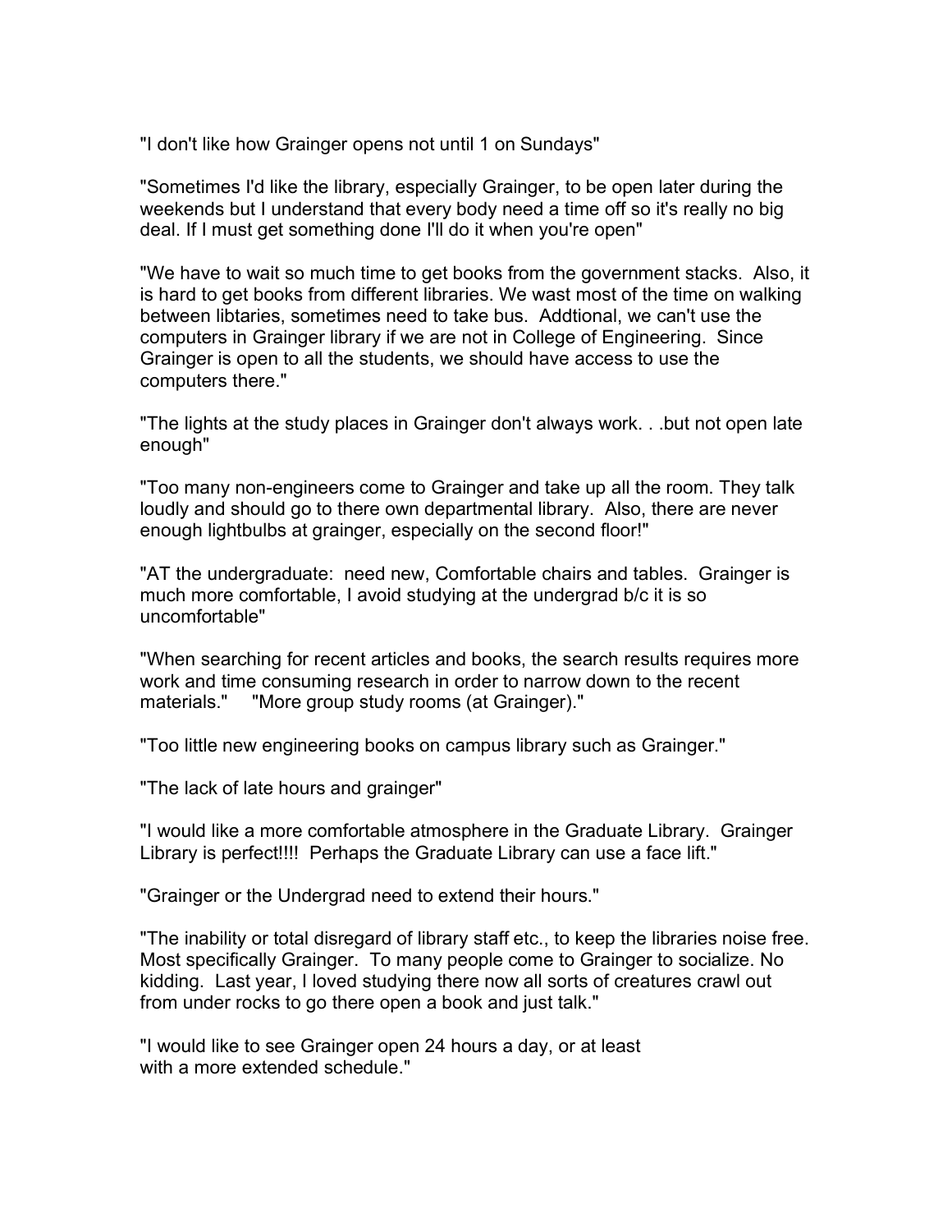"I don't like how Grainger opens not until 1 on Sundays"

"Sometimes I'd like the library, especially Grainger, to be open later during the weekends but I understand that every body need a time off so it's really no big deal. If I must get something done I'll do it when you're open"

"We have to wait so much time to get books from the government stacks. Also, it is hard to get books from different libraries. We wast most of the time on walking between libtaries, sometimes need to take bus. Addtional, we can't use the computers in Grainger library if we are not in College of Engineering. Since Grainger is open to all the students, we should have access to use the computers there."

"The lights at the study places in Grainger don't always work. . .but not open late enough"

"Too many non-engineers come to Grainger and take up all the room. They talk loudly and should go to there own departmental library. Also, there are never enough lightbulbs at grainger, especially on the second floor!"

"AT the undergraduate: need new, Comfortable chairs and tables. Grainger is much more comfortable, I avoid studying at the undergrad b/c it is so uncomfortable"

"When searching for recent articles and books, the search results requires more work and time consuming research in order to narrow down to the recent materials." "More group study rooms (at Grainger)."

"Too little new engineering books on campus library such as Grainger."

"The lack of late hours and grainger"

"I would like a more comfortable atmosphere in the Graduate Library. Grainger Library is perfect!!!! Perhaps the Graduate Library can use a face lift."

"Grainger or the Undergrad need to extend their hours."

"The inability or total disregard of library staff etc., to keep the libraries noise free. Most specifically Grainger. To many people come to Grainger to socialize. No kidding. Last year, I loved studying there now all sorts of creatures crawl out from under rocks to go there open a book and just talk."

"I would like to see Grainger open 24 hours a day, or at least with a more extended schedule."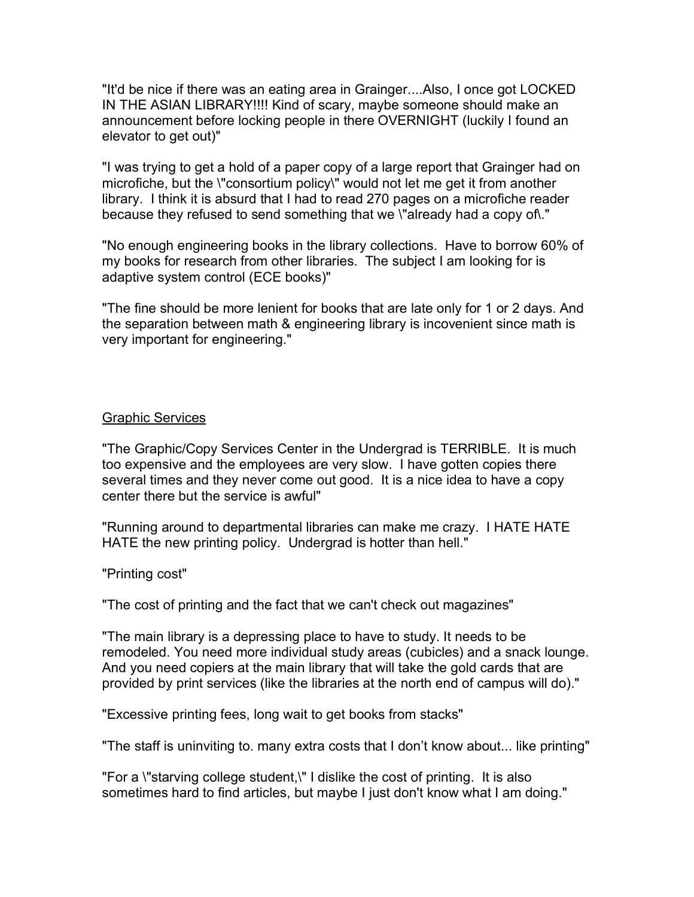"It'd be nice if there was an eating area in Grainger....Also, I once got LOCKED IN THE ASIAN LIBRARY!!!! Kind of scary, maybe someone should make an announcement before locking people in there OVERNIGHT (luckily I found an elevator to get out)"

"I was trying to get a hold of a paper copy of a large report that Grainger had on microfiche, but the \"consortium policy\" would not let me get it from another library. I think it is absurd that I had to read 270 pages on a microfiche reader because they refused to send something that we \"already had a copy of\."

"No enough engineering books in the library collections. Have to borrow 60% of my books for research from other libraries. The subject I am looking for is adaptive system control (ECE books)"

"The fine should be more lenient for books that are late only for 1 or 2 days. And the separation between math & engineering library is incovenient since math is very important for engineering."

<u>Graphic Services</u>

"The Graphic/Copy Services Center in the Undergrad is TERRIBLE. It is much too expensive and the employees are very slow. I have gotten copies there several times and they never come out good. It is a nice idea to have a copy center there but the service is awful"

"Running around to departmental libraries can make me crazy. I HATE HATE HATE the new printing policy. Undergrad is hotter than hell."

"Printing cost"

"The cost of printing and the fact that we can't check out magazines"

"The main library is a depressing place to have to study. It needs to be remodeled. You need more individual study areas (cubicles) and a snack lounge. And you need copiers at the main library that will take the gold cards that are provided by print services (like the libraries at the north end of campus will do)."

"Excessive printing fees, long wait to get books from stacks"

"The staff is uninviting to. many extra costs that I don't know about... like printing"

"For a \"starving college student,\" I dislike the cost of printing. It is also sometimes hard to find articles, but maybe I just don't know what I am doing."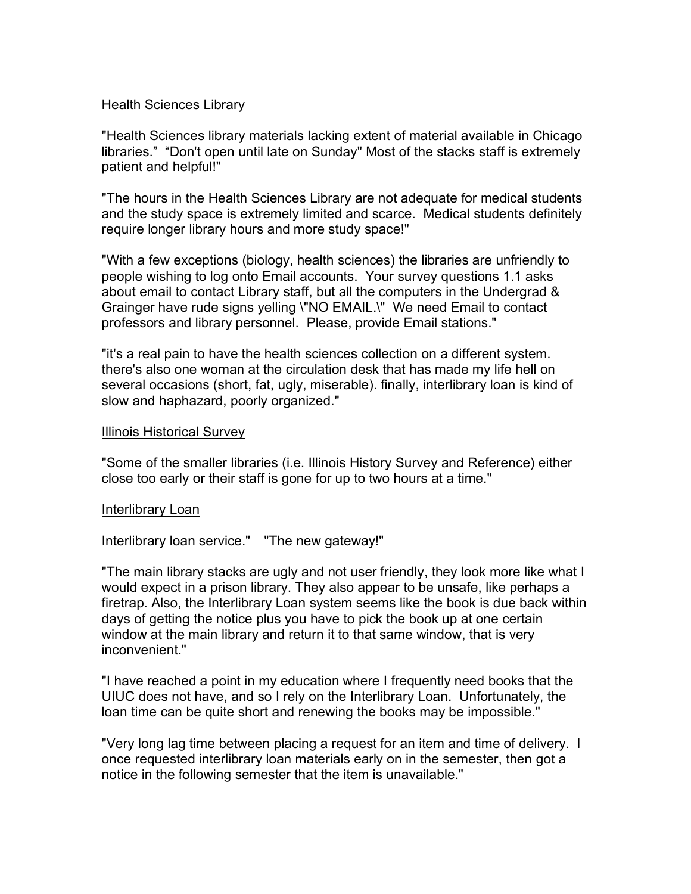Health Sciences Library

"Health Sciences library materials lacking extent of material available in Chicago libraries." "Don't open until late on Sunday" Most of the stacks staff is extremely patient and helpful!"

"The hours in the Health Sciences Library are not adequate for medical students and the study space is extremely limited and scarce. Medical students definitely require longer library hours and more study space!"

"With a few exceptions (biology, health sciences) the libraries are unfriendly to people wishing to log onto Email accounts. Your survey questions 1.1 asks about email to contact Library staff, but all the computers in the Undergrad & Grainger have rude signs yelling \"NO EMAIL.\" We need Email to contact professors and library personnel. Please, provide Email stations."

"it's a real pain to have the health sciences collection on a different system. there's also one woman at the circulation desk that has made my life hell on several occasions (short, fat, ugly, miserable). finally, interlibrary loan is kind of slow and haphazard, poorly organized."

Illinois Historical Survey

"Some of the smaller libraries (i.e. Illinois History Survey and Reference) either close too early or their staff is gone for up to two hours at a time."

Interlibrary Loan

Interlibrary loan service." "The new gateway!"

"The main library stacks are ugly and not user friendly, they look more like what I would expect in a prison library. They also appear to be unsafe, like perhaps a firetrap. Also, the Interlibrary Loan system seems like the book is due back within days of getting the notice plus you have to pick the book up at one certain window at the main library and return it to that same window, that is very inconvenient."

"I have reached a point in my education where I frequently need books that the UIUC does not have, and so I rely on the Interlibrary Loan. Unfortunately, the loan time can be quite short and renewing the books may be impossible."

"Very long lag time between placing a request for an item and time of delivery. I once requested interlibrary loan materials early on in the semester, then got a notice in the following semester that the item is unavailable."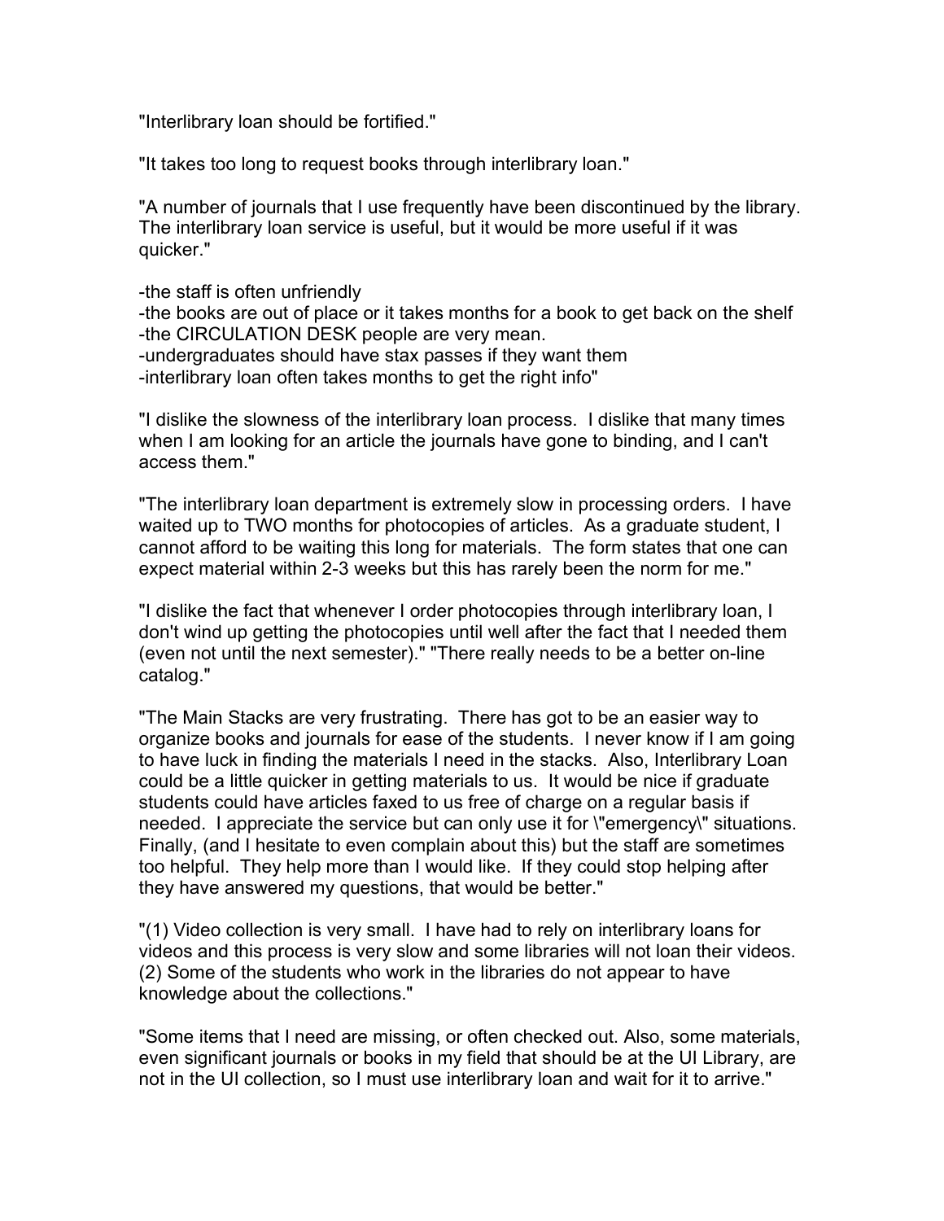"Interlibrary loan should be fortified."

"It takes too long to request books through interlibrary loan."

"A number of journals that I use frequently have been discontinued by the library. The interlibrary loan service is useful, but it would be more useful if it was quicker."

-the staff is often unfriendly
-the books are out of place or it takes months for a book to get back on the shelf
-the CIRCULATION DESK people are very mean.
-undergraduates should have stax passes if they want them
-interlibrary loan often takes months to get the right info"

"I dislike the slowness of the interlibrary loan process. I dislike that many times when I am looking for an article the journals have gone to binding, and I can't access them."

"The interlibrary loan department is extremely slow in processing orders. I have waited up to TWO months for photocopies of articles. As a graduate student, I cannot afford to be waiting this long for materials. The form states that one can expect material within 2-3 weeks but this has rarely been the norm for me."

"I dislike the fact that whenever I order photocopies through interlibrary loan, I don't wind up getting the photocopies until well after the fact that I needed them (even not until the next semester)." "There really needs to be a better on-line catalog."

"The Main Stacks are very frustrating. There has got to be an easier way to organize books and journals for ease of the students. I never know if I am going to have luck in finding the materials I need in the stacks. Also, Interlibrary Loan could be a little quicker in getting materials to us. It would be nice if graduate students could have articles faxed to us free of charge on a regular basis if needed. I appreciate the service but can only use it for \"emergency\" situations. Finally, (and I hesitate to even complain about this) but the staff are sometimes too helpful. They help more than I would like. If they could stop helping after they have answered my questions, that would be better."

"(1) Video collection is very small. I have had to rely on interlibrary loans for videos and this process is very slow and some libraries will not loan their videos. (2) Some of the students who work in the libraries do not appear to have knowledge about the collections."

"Some items that I need are missing, or often checked out. Also, some materials, even significant journals or books in my field that should be at the UI Library, are not in the UI collection, so I must use interlibrary loan and wait for it to arrive."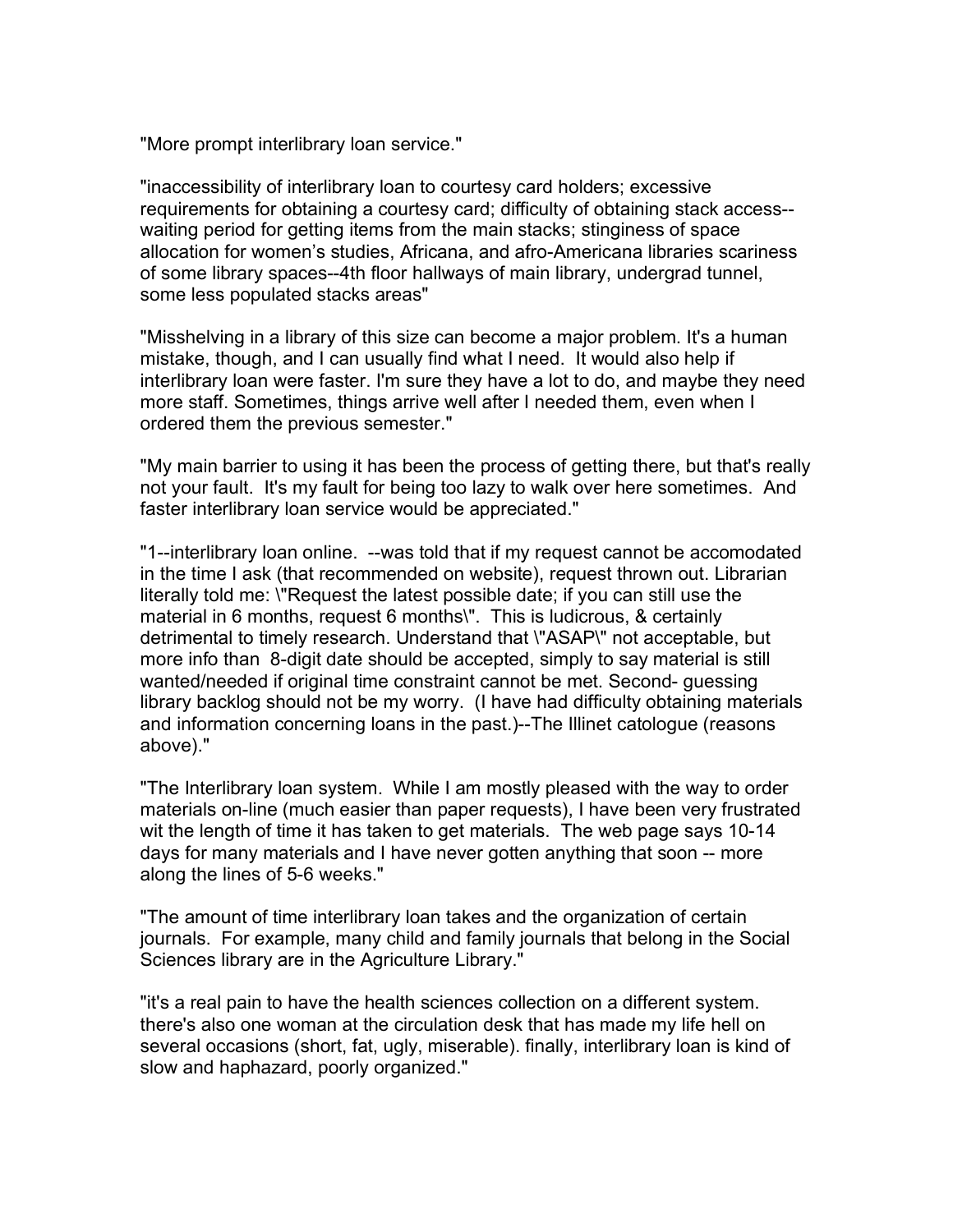"More prompt interlibrary loan service."

"inaccessibility of interlibrary loan to courtesy card holders; excessive requirements for obtaining a courtesy card; difficulty of obtaining stack access--waiting period for getting items from the main stacks; stinginess of space allocation for women's studies, Africana, and afro-Americana libraries scariness of some library spaces--4th floor hallways of main library, undergrad tunnel, some less populated stacks areas"

"Misshelving in a library of this size can become a major problem. It's a human mistake, though, and I can usually find what I need. It would also help if interlibrary loan were faster. I'm sure they have a lot to do, and maybe they need more staff. Sometimes, things arrive well after I needed them, even when I ordered them the previous semester."

"My main barrier to using it has been the process of getting there, but that's really not your fault. It's my fault for being too lazy to walk over here sometimes. And faster interlibrary loan service would be appreciated."

"1--interlibrary loan online. --was told that if my request cannot be accomodated in the time I ask (that recommended on website), request thrown out. Librarian literally told me: \"Request the latest possible date; if you can still use the material in 6 months, request 6 months\". This is ludicrous, & certainly detrimental to timely research. Understand that \"ASAP\" not acceptable, but more info than 8-digit date should be accepted, simply to say material is still wanted/needed if original time constraint cannot be met. Second- guessing library backlog should not be my worry. (I have had difficulty obtaining materials and information concerning loans in the past.)--The Illinet catologue (reasons above)."

"The Interlibrary loan system. While I am mostly pleased with the way to order materials on-line (much easier than paper requests), I have been very frustrated wit the length of time it has taken to get materials. The web page says 10-14 days for many materials and I have never gotten anything that soon -- more along the lines of 5-6 weeks."

"The amount of time interlibrary loan takes and the organization of certain journals. For example, many child and family journals that belong in the Social Sciences library are in the Agriculture Library."

"it's a real pain to have the health sciences collection on a different system. there's also one woman at the circulation desk that has made my life hell on several occasions (short, fat, ugly, miserable). finally, interlibrary loan is kind of slow and haphazard, poorly organized."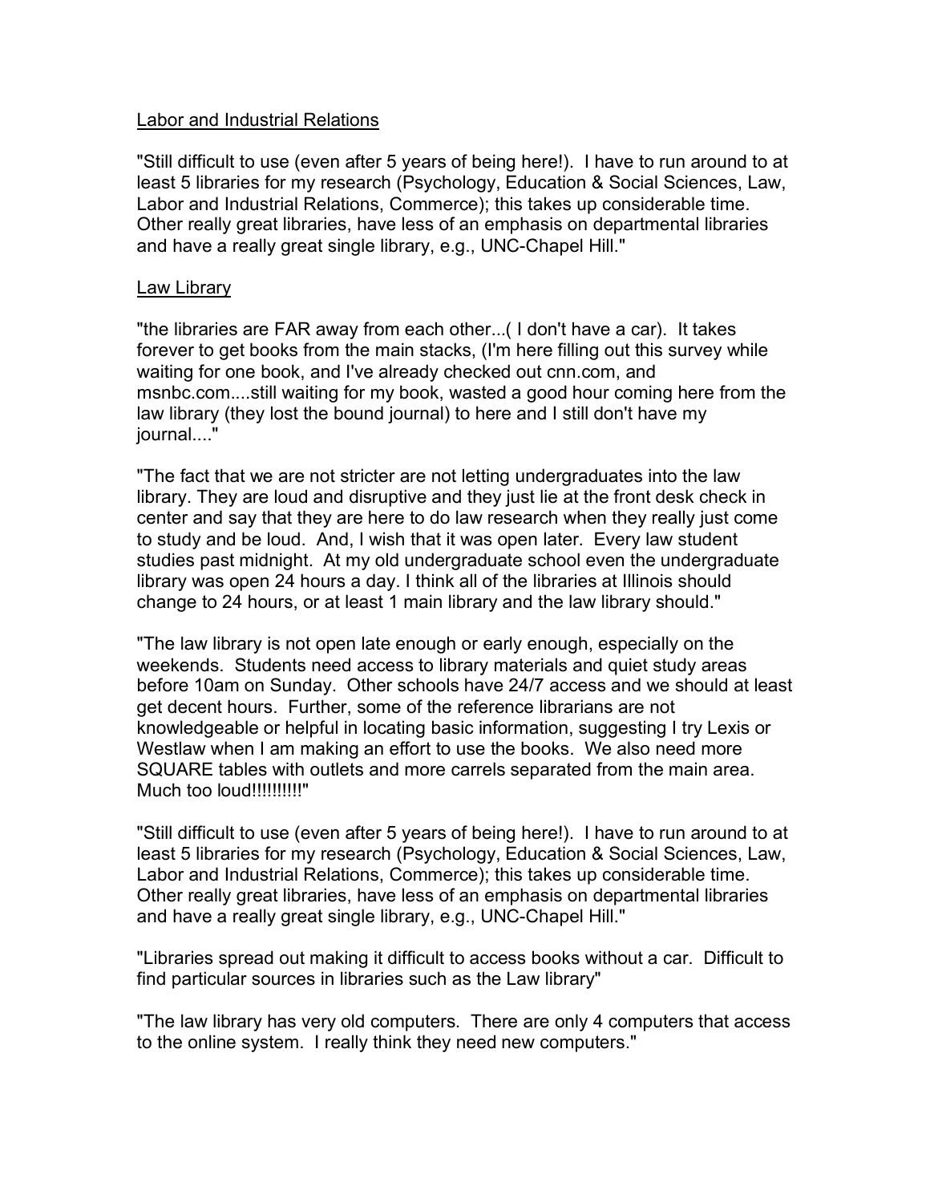Labor and Industrial Relations

"Still difficult to use (even after 5 years of being here!). I have to run around to at least 5 libraries for my research (Psychology, Education & Social Sciences, Law, Labor and Industrial Relations, Commerce); this takes up considerable time. Other really great libraries, have less of an emphasis on departmental libraries and have a really great single library, e.g., UNC-Chapel Hill."

Law Library

"the libraries are FAR away from each other...( I don't have a car). It takes forever to get books from the main stacks, (I'm here filling out this survey while waiting for one book, and I've already checked out cnn.com, and msnbc.com....still waiting for my book, wasted a good hour coming here from the law library (they lost the bound journal) to here and I still don't have my journal...."

"The fact that we are not stricter are not letting undergraduates into the law library. They are loud and disruptive and they just lie at the front desk check in center and say that they are here to do law research when they really just come to study and be loud. And, I wish that it was open later. Every law student studies past midnight. At my old undergraduate school even the undergraduate library was open 24 hours a day. I think all of the libraries at Illinois should change to 24 hours, or at least 1 main library and the law library should."

"The law library is not open late enough or early enough, especially on the weekends. Students need access to library materials and quiet study areas before 10am on Sunday. Other schools have 24/7 access and we should at least get decent hours. Further, some of the reference librarians are not knowledgeable or helpful in locating basic information, suggesting I try Lexis or Westlaw when I am making an effort to use the books. We also need more SQUARE tables with outlets and more carrels separated from the main area. Much too loud!!!!!!!!!!"

"Still difficult to use (even after 5 years of being here!). I have to run around to at least 5 libraries for my research (Psychology, Education & Social Sciences, Law, Labor and Industrial Relations, Commerce); this takes up considerable time. Other really great libraries, have less of an emphasis on departmental libraries and have a really great single library, e.g., UNC-Chapel Hill."

"Libraries spread out making it difficult to access books without a car. Difficult to find particular sources in libraries such as the Law library"

"The law library has very old computers. There are only 4 computers that access to the online system. I really think they need new computers."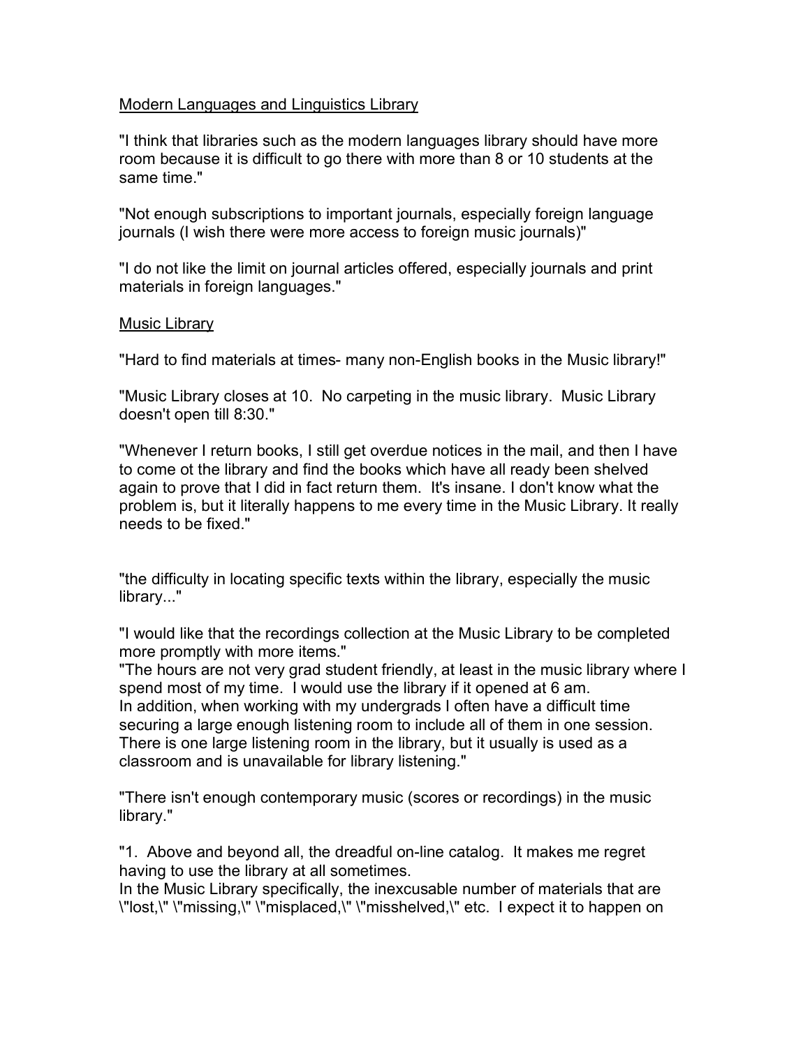Modern Languages and Linguistics Library

"I think that libraries such as the modern languages library should have more room because it is difficult to go there with more than 8 or 10 students at the same time."

"Not enough subscriptions to important journals, especially foreign language journals (I wish there were more access to foreign music journals)"

"I do not like the limit on journal articles offered, especially journals and print materials in foreign languages."

Music Library

"Hard to find materials at times- many non-English books in the Music library!"

"Music Library closes at 10. No carpeting in the music library. Music Library doesn't open till 8:30."

"Whenever I return books, I still get overdue notices in the mail, and then I have to come ot the library and find the books which have all ready been shelved again to prove that I did in fact return them. It's insane. I don't know what the problem is, but it literally happens to me every time in the Music Library. It really needs to be fixed."

"the difficulty in locating specific texts within the library, especially the music library..."

"I would like that the recordings collection at the Music Library to be completed more promptly with more items."

"The hours are not very grad student friendly, at least in the music library where I spend most of my time. I would use the library if it opened at 6 am.
In addition, when working with my undergrads I often have a difficult time securing a large enough listening room to include all of them in one session. There is one large listening room in the library, but it usually is used as a classroom and is unavailable for library listening."

"There isn't enough contemporary music (scores or recordings) in the music library."

"1. Above and beyond all, the dreadful on-line catalog. It makes me regret having to use the library at all sometimes.
In the Music Library specifically, the inexcusable number of materials that are \"lost,\" \"missing,\" \"misplaced,\" \"misshelved,\" etc. I expect it to happen on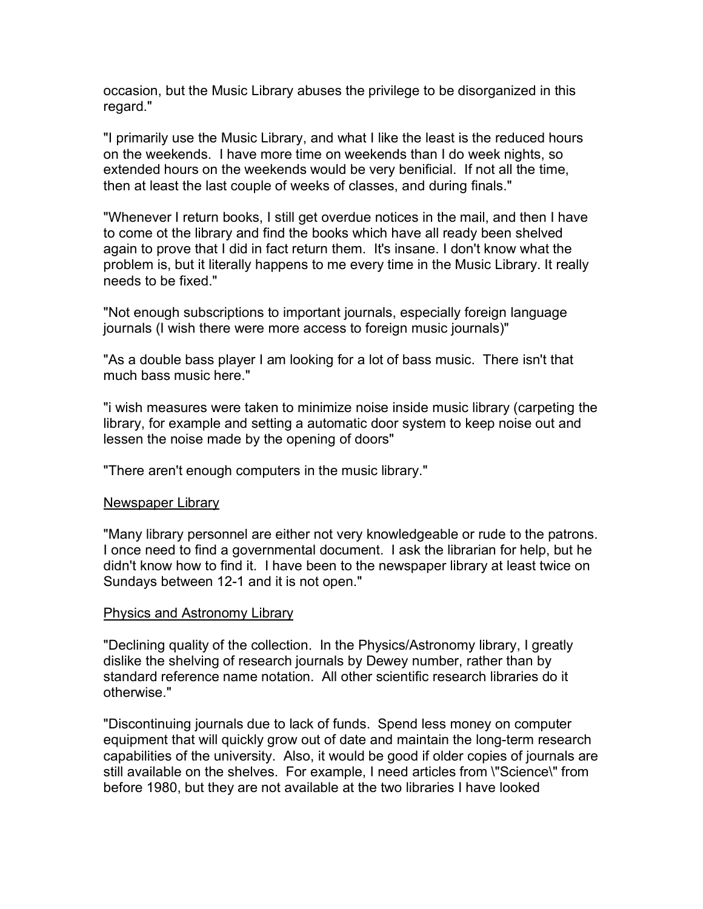occasion, but the Music Library abuses the privilege to be disorganized in this regard."

"I primarily use the Music Library, and what I like the least is the reduced hours on the weekends. I have more time on weekends than I do week nights, so extended hours on the weekends would be very benificial. If not all the time, then at least the last couple of weeks of classes, and during finals."

"Whenever I return books, I still get overdue notices in the mail, and then I have to come ot the library and find the books which have all ready been shelved again to prove that I did in fact return them. It's insane. I don't know what the problem is, but it literally happens to me every time in the Music Library. It really needs to be fixed."

"Not enough subscriptions to important journals, especially foreign language journals (I wish there were more access to foreign music journals)"

"As a double bass player I am looking for a lot of bass music. There isn't that much bass music here."

"i wish measures were taken to minimize noise inside music library (carpeting the library, for example and setting a automatic door system to keep noise out and lessen the noise made by the opening of doors"

"There aren't enough computers in the music library."

<u>Newspaper Library</u>

"Many library personnel are either not very knowledgeable or rude to the patrons. I once need to find a governmental document. I ask the librarian for help, but he didn't know how to find it. I have been to the newspaper library at least twice on Sundays between 12-1 and it is not open."

<u>Physics and Astronomy Library</u>

"Declining quality of the collection. In the Physics/Astronomy library, I greatly dislike the shelving of research journals by Dewey number, rather than by standard reference name notation. All other scientific research libraries do it otherwise."

"Discontinuing journals due to lack of funds. Spend less money on computer equipment that will quickly grow out of date and maintain the long-term research capabilities of the university. Also, it would be good if older copies of journals are still available on the shelves. For example, I need articles from \"Science\" from before 1980, but they are not available at the two libraries I have looked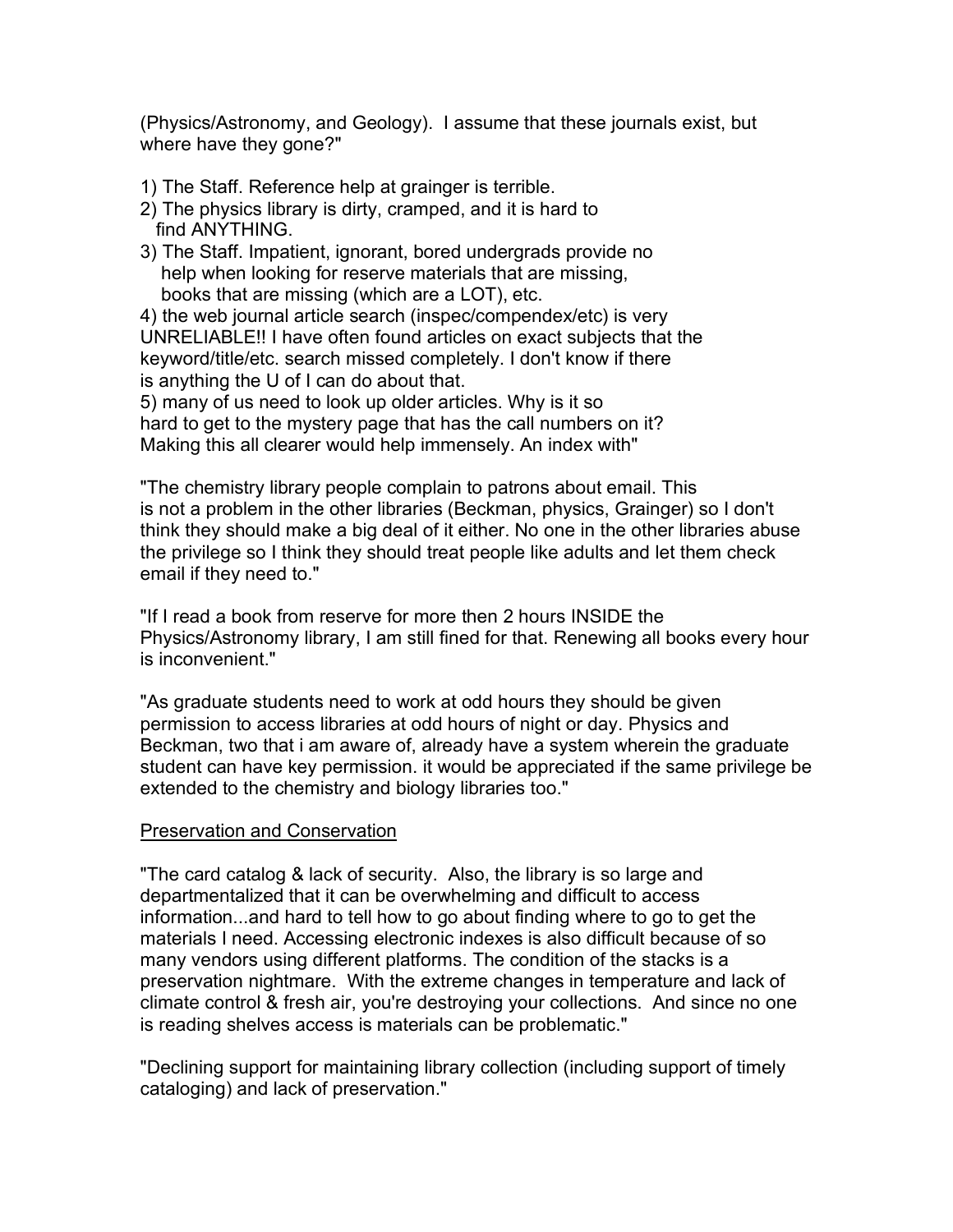(Physics/Astronomy, and Geology). I assume that these journals exist, but where have they gone?"

1) The Staff. Reference help at grainger is terrible.
2) The physics library is dirty, cramped, and it is hard to find ANYTHING.
3) The Staff. Impatient, ignorant, bored undergrads provide no help when looking for reserve materials that are missing, books that are missing (which are a LOT), etc.
4) the web journal article search (inspec/compendex/etc) is very UNRELIABLE!! I have often found articles on exact subjects that the keyword/title/etc. search missed completely. I don't know if there is anything the U of I can do about that.
5) many of us need to look up older articles. Why is it so hard to get to the mystery page that has the call numbers on it? Making this all clearer would help immensely. An index with"

"The chemistry library people complain to patrons about email. This is not a problem in the other libraries (Beckman, physics, Grainger) so I don't think they should make a big deal of it either. No one in the other libraries abuse the privilege so I think they should treat people like adults and let them check email if they need to."

"If I read a book from reserve for more then 2 hours INSIDE the Physics/Astronomy library, I am still fined for that. Renewing all books every hour is inconvenient."

"As graduate students need to work at odd hours they should be given permission to access libraries at odd hours of night or day. Physics and Beckman, two that i am aware of, already have a system wherein the graduate student can have key permission. it would be appreciated if the same privilege be extended to the chemistry and biology libraries too."

<u>Preservation and Conservation</u>

"The card catalog & lack of security. Also, the library is so large and departmentalized that it can be overwhelming and difficult to access information...and hard to tell how to go about finding where to go to get the materials I need. Accessing electronic indexes is also difficult because of so many vendors using different platforms. The condition of the stacks is a preservation nightmare. With the extreme changes in temperature and lack of climate control & fresh air, you're destroying your collections. And since no one is reading shelves access is materials can be problematic."

"Declining support for maintaining library collection (including support of timely cataloging) and lack of preservation."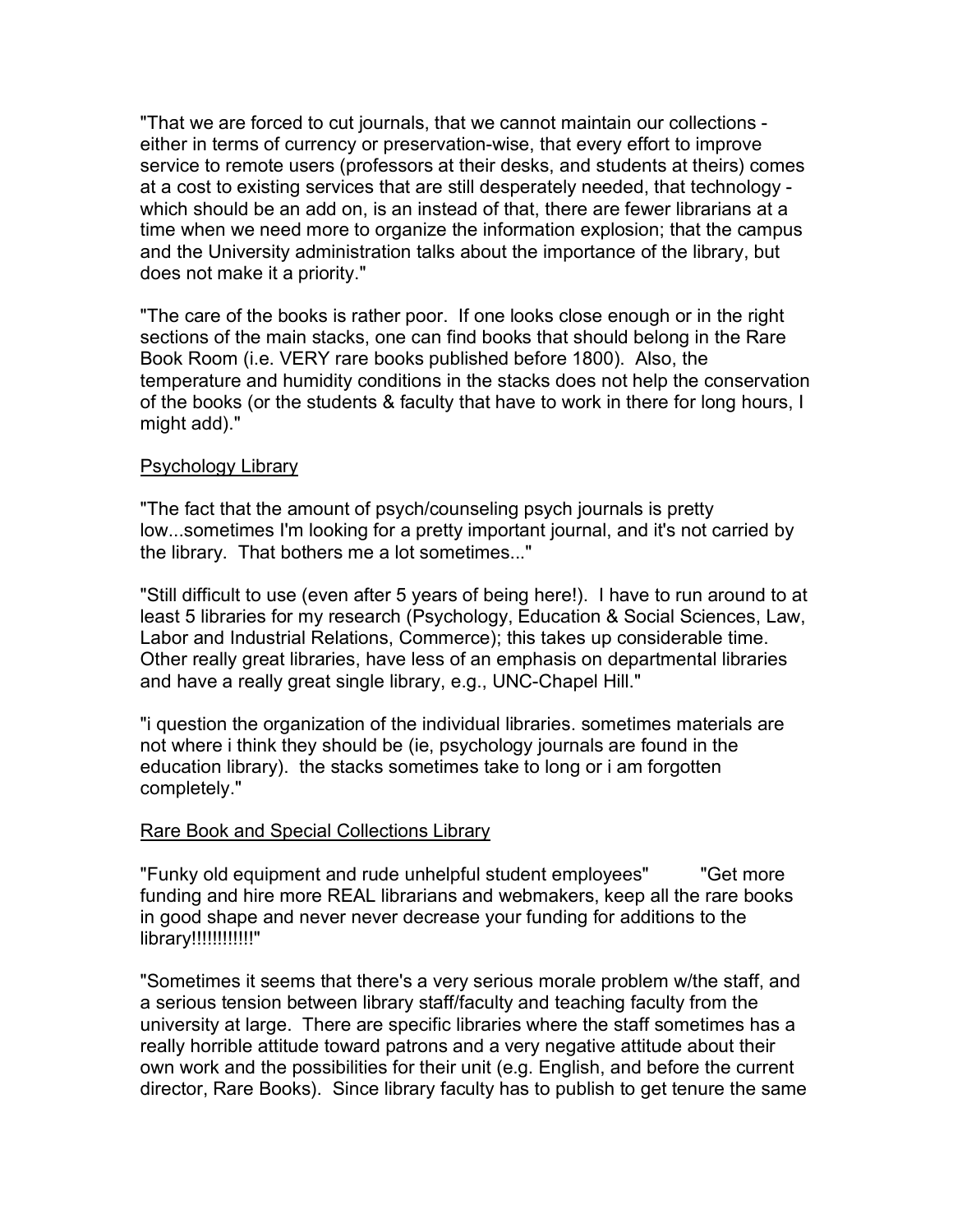"That we are forced to cut journals, that we cannot maintain our collections - either in terms of currency or preservation-wise, that every effort to improve service to remote users (professors at their desks, and students at theirs) comes at a cost to existing services that are still desperately needed, that technology - which should be an add on, is an instead of that, there are fewer librarians at a time when we need more to organize the information explosion; that the campus and the University administration talks about the importance of the library, but does not make it a priority."

"The care of the books is rather poor. If one looks close enough or in the right sections of the main stacks, one can find books that should belong in the Rare Book Room (i.e. VERY rare books published before 1800). Also, the temperature and humidity conditions in the stacks does not help the conservation of the books (or the students & faculty that have to work in there for long hours, I might add)."

<u>Psychology Library</u>

"The fact that the amount of psych/counseling psych journals is pretty low...sometimes I'm looking for a pretty important journal, and it's not carried by the library. That bothers me a lot sometimes..."

"Still difficult to use (even after 5 years of being here!). I have to run around to at least 5 libraries for my research (Psychology, Education & Social Sciences, Law, Labor and Industrial Relations, Commerce); this takes up considerable time. Other really great libraries, have less of an emphasis on departmental libraries and have a really great single library, e.g., UNC-Chapel Hill."

"i question the organization of the individual libraries. sometimes materials are not where i think they should be (ie, psychology journals are found in the education library). the stacks sometimes take to long or i am forgotten completely."

<u>Rare Book and Special Collections Library</u>

"Funky old equipment and rude unhelpful student employees" "Get more funding and hire more REAL librarians and webmakers, keep all the rare books in good shape and never never decrease your funding for additions to the library!!!!!!!!!!!!"

"Sometimes it seems that there's a very serious morale problem w/the staff, and a serious tension between library staff/faculty and teaching faculty from the university at large. There are specific libraries where the staff sometimes has a really horrible attitude toward patrons and a very negative attitude about their own work and the possibilities for their unit (e.g. English, and before the current director, Rare Books). Since library faculty has to publish to get tenure the same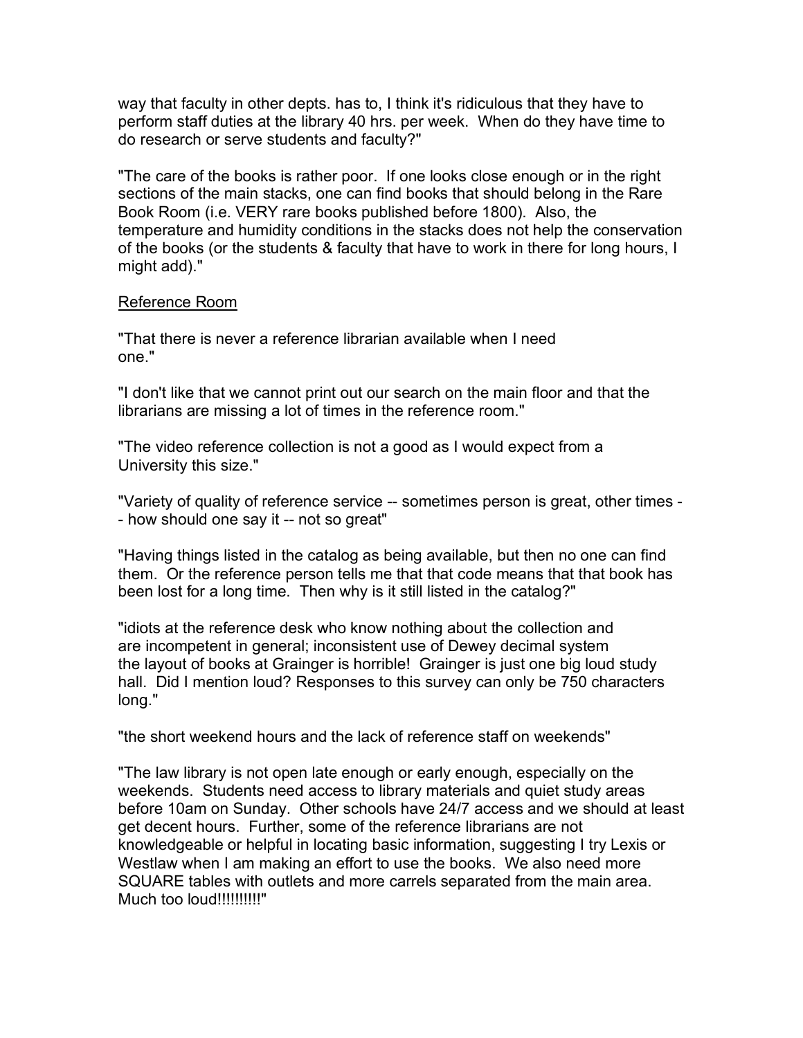way that faculty in other depts. has to, I think it's ridiculous that they have to perform staff duties at the library 40 hrs. per week. When do they have time to do research or serve students and faculty?"

"The care of the books is rather poor. If one looks close enough or in the right sections of the main stacks, one can find books that should belong in the Rare Book Room (i.e. VERY rare books published before 1800). Also, the temperature and humidity conditions in the stacks does not help the conservation of the books (or the students & faculty that have to work in there for long hours, I might add)."

<u>Reference Room</u>

"That there is never a reference librarian available when I need one."

"I don't like that we cannot print out our search on the main floor and that the librarians are missing a lot of times in the reference room."

"The video reference collection is not a good as I would expect from a University this size."

"Variety of quality of reference service -- sometimes person is great, other times -- how should one say it -- not so great"

"Having things listed in the catalog as being available, but then no one can find them. Or the reference person tells me that that code means that that book has been lost for a long time. Then why is it still listed in the catalog?"

"idiots at the reference desk who know nothing about the collection and are incompetent in general; inconsistent use of Dewey decimal system the layout of books at Grainger is horrible! Grainger is just one big loud study hall. Did I mention loud? Responses to this survey can only be 750 characters long."

"the short weekend hours and the lack of reference staff on weekends"

"The law library is not open late enough or early enough, especially on the weekends. Students need access to library materials and quiet study areas before 10am on Sunday. Other schools have 24/7 access and we should at least get decent hours. Further, some of the reference librarians are not knowledgeable or helpful in locating basic information, suggesting I try Lexis or Westlaw when I am making an effort to use the books. We also need more SQUARE tables with outlets and more carrels separated from the main area. Much too loud!!!!!!!!!!"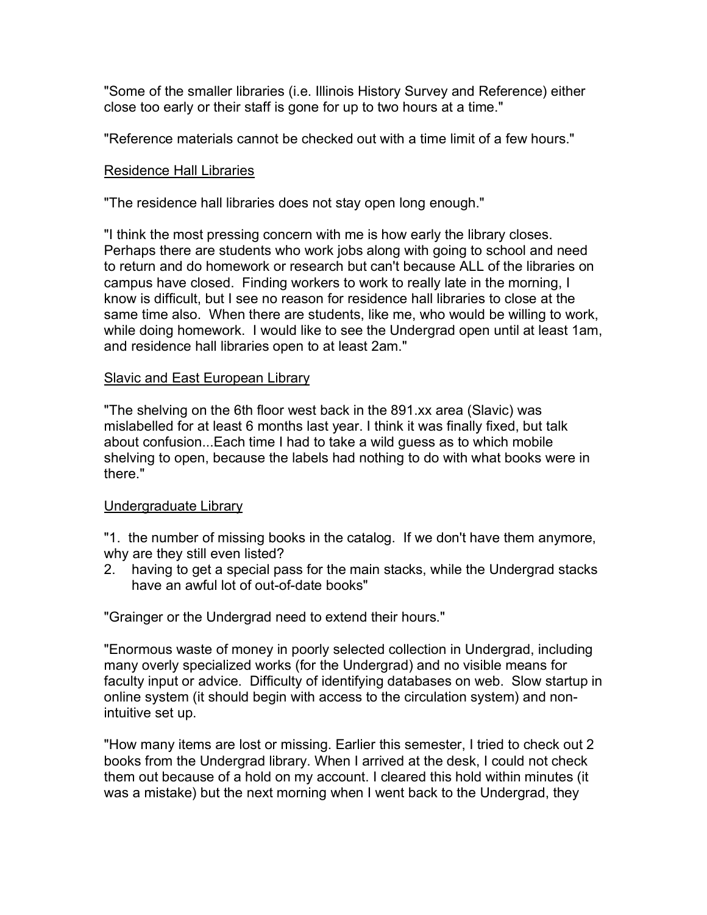"Some of the smaller libraries (i.e. Illinois History Survey and Reference) either close too early or their staff is gone for up to two hours at a time."

"Reference materials cannot be checked out with a time limit of a few hours."

<u>Residence Hall Libraries</u>

"The residence hall libraries does not stay open long enough."

"I think the most pressing concern with me is how early the library closes. Perhaps there are students who work jobs along with going to school and need to return and do homework or research but can't because ALL of the libraries on campus have closed. Finding workers to work to really late in the morning, I know is difficult, but I see no reason for residence hall libraries to close at the same time also. When there are students, like me, who would be willing to work, while doing homework. I would like to see the Undergrad open until at least 1am, and residence hall libraries open to at least 2am."

<u>Slavic and East European Library</u>

"The shelving on the 6th floor west back in the 891.xx area (Slavic) was mislabelled for at least 6 months last year. I think it was finally fixed, but talk about confusion...Each time I had to take a wild guess as to which mobile shelving to open, because the labels had nothing to do with what books were in there."

<u>Undergraduate Library</u>

"1. the number of missing books in the catalog. If we don't have them anymore, why are they still even listed?
2. having to get a special pass for the main stacks, while the Undergrad stacks have an awful lot of out-of-date books"

"Grainger or the Undergrad need to extend their hours."

"Enormous waste of money in poorly selected collection in Undergrad, including many overly specialized works (for the Undergrad) and no visible means for faculty input or advice. Difficulty of identifying databases on web. Slow startup in online system (it should begin with access to the circulation system) and non-intuitive set up.

"How many items are lost or missing. Earlier this semester, I tried to check out 2 books from the Undergrad library. When I arrived at the desk, I could not check them out because of a hold on my account. I cleared this hold within minutes (it was a mistake) but the next morning when I went back to the Undergrad, they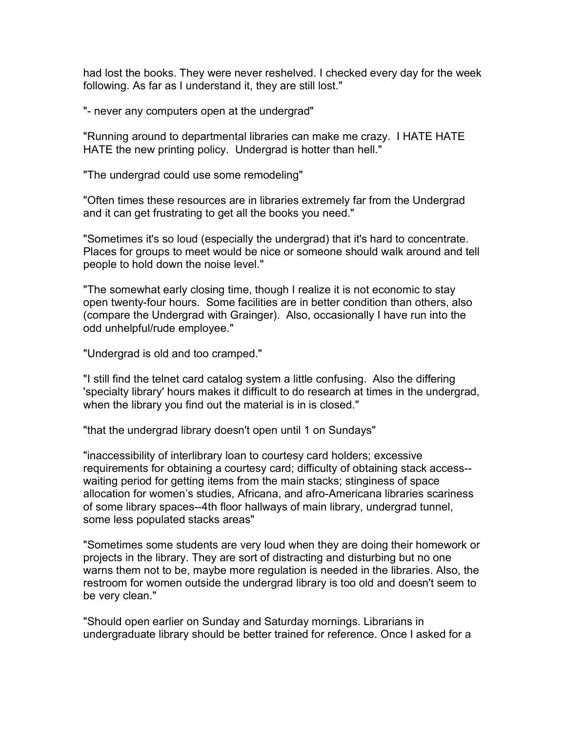had lost the books. They were never reshelved. I checked every day for the week following. As far as I understand it, they are still lost."

"- never any computers open at the undergrad"

"Running around to departmental libraries can make me crazy. I HATE HATE HATE the new printing policy. Undergrad is hotter than hell."

"The undergrad could use some remodeling"

"Often times these resources are in libraries extremely far from the Undergrad and it can get frustrating to get all the books you need."

"Sometimes it's so loud (especially the undergrad) that it's hard to concentrate. Places for groups to meet would be nice or someone should walk around and tell people to hold down the noise level."

"The somewhat early closing time, though I realize it is not economic to stay open twenty-four hours. Some facilities are in better condition than others, also (compare the Undergrad with Grainger). Also, occasionally I have run into the odd unhelpful/rude employee."

"Undergrad is old and too cramped."

"I still find the telnet card catalog system a little confusing. Also the differing 'specialty library' hours makes it difficult to do research at times in the undergrad, when the library you find out the material is in is closed."

"that the undergrad library doesn't open until 1 on Sundays"

"inaccessibility of interlibrary loan to courtesy card holders; excessive requirements for obtaining a courtesy card; difficulty of obtaining stack access--waiting period for getting items from the main stacks; stinginess of space allocation for women's studies, Africana, and afro-Americana libraries scariness of some library spaces--4th floor hallways of main library, undergrad tunnel, some less populated stacks areas"

"Sometimes some students are very loud when they are doing their homework or projects in the library. They are sort of distracting and disturbing but no one warns them not to be, maybe more regulation is needed in the libraries. Also, the restroom for women outside the undergrad library is too old and doesn't seem to be very clean."

"Should open earlier on Sunday and Saturday mornings. Librarians in undergraduate library should be better trained for reference. Once I asked for a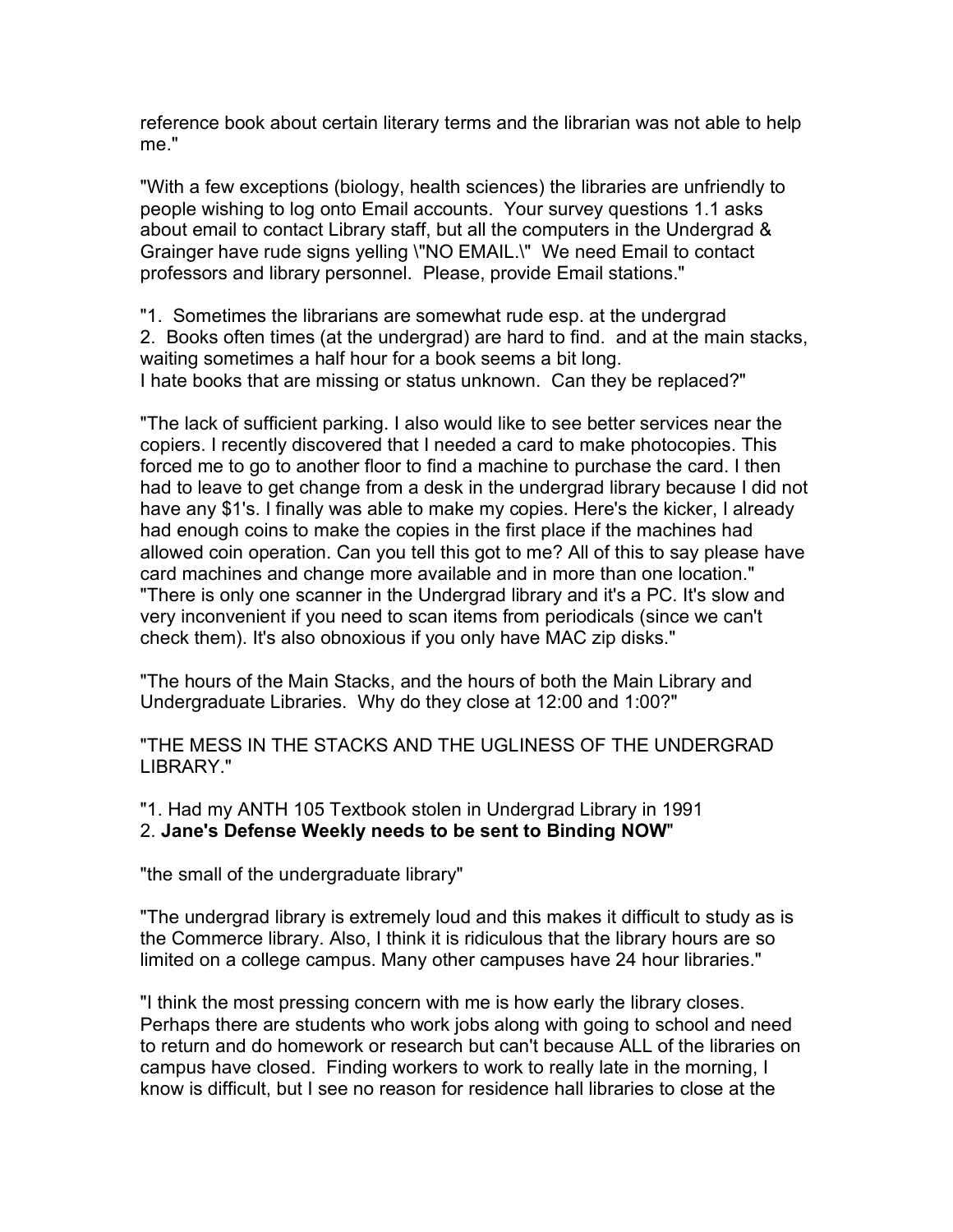reference book about certain literary terms and the librarian was not able to help me."

"With a few exceptions (biology, health sciences) the libraries are unfriendly to people wishing to log onto Email accounts. Your survey questions 1.1 asks about email to contact Library staff, but all the computers in the Undergrad & Grainger have rude signs yelling \"NO EMAIL.\" We need Email to contact professors and library personnel. Please, provide Email stations."

"1. Sometimes the librarians are somewhat rude esp. at the undergrad
2. Books often times (at the undergrad) are hard to find. and at the main stacks, waiting sometimes a half hour for a book seems a bit long.
I hate books that are missing or status unknown. Can they be replaced?"

"The lack of sufficient parking. I also would like to see better services near the copiers. I recently discovered that I needed a card to make photocopies. This forced me to go to another floor to find a machine to purchase the card. I then had to leave to get change from a desk in the undergrad library because I did not have any $1's. I finally was able to make my copies. Here's the kicker, I already had enough coins to make the copies in the first place if the machines had allowed coin operation. Can you tell this got to me? All of this to say please have card machines and change more available and in more than one location."
"There is only one scanner in the Undergrad library and it's a PC. It's slow and very inconvenient if you need to scan items from periodicals (since we can't check them). It's also obnoxious if you only have MAC zip disks."

"The hours of the Main Stacks, and the hours of both the Main Library and Undergraduate Libraries. Why do they close at 12:00 and 1:00?"

"THE MESS IN THE STACKS AND THE UGLINESS OF THE UNDERGRAD LIBRARY."

"1. Had my ANTH 105 Textbook stolen in Undergrad Library in 1991
2. **Jane's Defense Weekly needs to be sent to Binding NOW**"

"the small of the undergraduate library"

"The undergrad library is extremely loud and this makes it difficult to study as is the Commerce library. Also, I think it is ridiculous that the library hours are so limited on a college campus. Many other campuses have 24 hour libraries."

"I think the most pressing concern with me is how early the library closes. Perhaps there are students who work jobs along with going to school and need to return and do homework or research but can't because ALL of the libraries on campus have closed. Finding workers to work to really late in the morning, I know is difficult, but I see no reason for residence hall libraries to close at the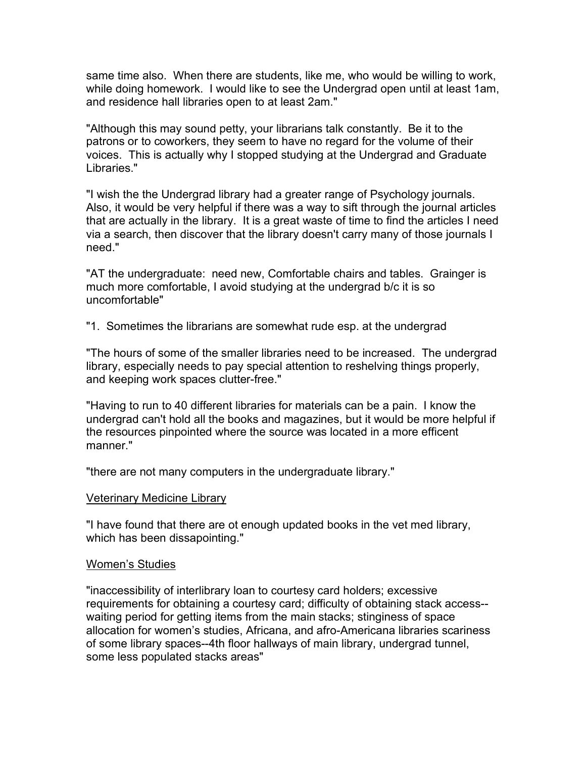same time also. When there are students, like me, who would be willing to work, while doing homework. I would like to see the Undergrad open until at least 1am, and residence hall libraries open to at least 2am."

"Although this may sound petty, your librarians talk constantly. Be it to the patrons or to coworkers, they seem to have no regard for the volume of their voices. This is actually why I stopped studying at the Undergrad and Graduate Libraries."

"I wish the the Undergrad library had a greater range of Psychology journals. Also, it would be very helpful if there was a way to sift through the journal articles that are actually in the library. It is a great waste of time to find the articles I need via a search, then discover that the library doesn't carry many of those journals I need."

"AT the undergraduate: need new, Comfortable chairs and tables. Grainger is much more comfortable, I avoid studying at the undergrad b/c it is so uncomfortable"

"1. Sometimes the librarians are somewhat rude esp. at the undergrad

"The hours of some of the smaller libraries need to be increased. The undergrad library, especially needs to pay special attention to reshelving things properly, and keeping work spaces clutter-free."

"Having to run to 40 different libraries for materials can be a pain. I know the undergrad can't hold all the books and magazines, but it would be more helpful if the resources pinpointed where the source was located in a more efficent manner."

"there are not many computers in the undergraduate library."

<u>Veterinary Medicine Library</u>

"I have found that there are ot enough updated books in the vet med library, which has been dissapointing."

<u>Women's Studies</u>

"inaccessibility of interlibrary loan to courtesy card holders; excessive requirements for obtaining a courtesy card; difficulty of obtaining stack access--waiting period for getting items from the main stacks; stinginess of space allocation for women's studies, Africana, and afro-Americana libraries scariness of some library spaces--4th floor hallways of main library, undergrad tunnel, some less populated stacks areas"